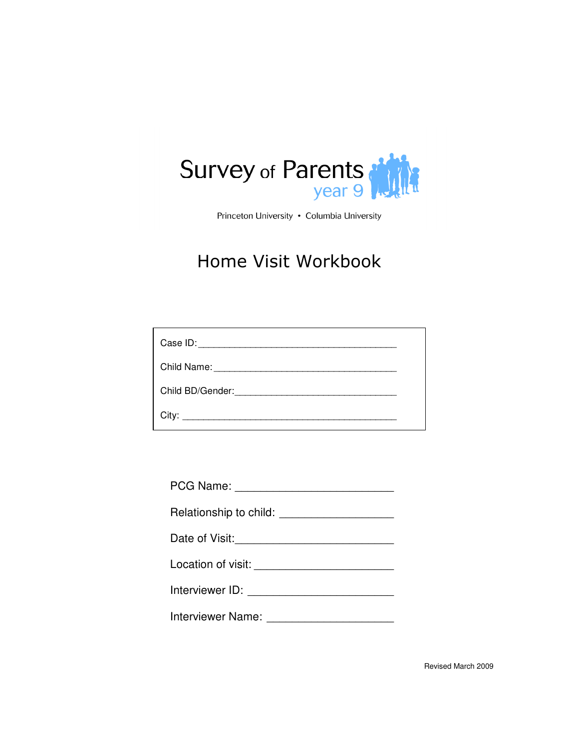# Survey of Parents
year 9

Princeton University • Columbia University

## Home Visit Workbook

Case ID: ______________________________________

Child Name: ___________________________________

Child BD/Gender: _______________________________

City: _________________________________________

PCG Name: _________________________

Relationship to child: __________________

Date of Visit: _________________________

Location of visit: ______________________

Interviewer ID: _______________________

Interviewer Name: ____________________

Revised March 2009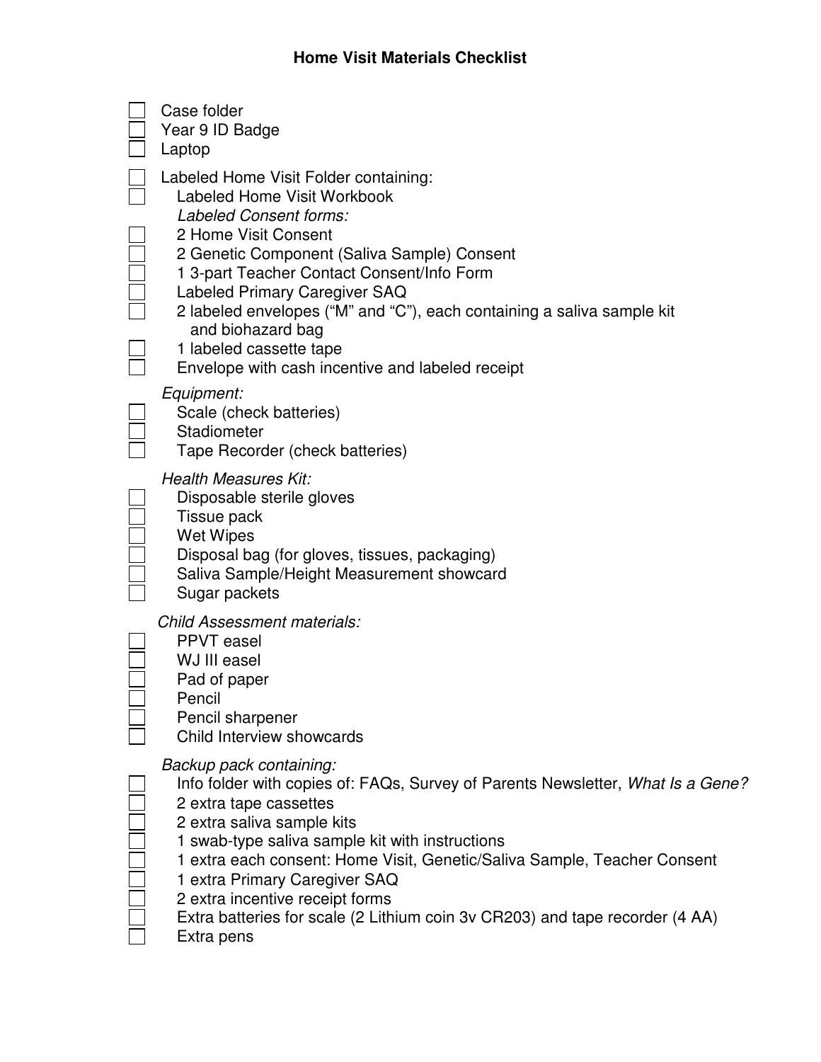# Home Visit Materials Checklist

- [ ] Case folder
- [ ] Year 9 ID Badge
- [ ] Laptop

- [ ] Labeled Home Visit Folder containing:
  - [ ] Labeled Home Visit Workbook
  
  *Labeled Consent forms:*
  - [ ] 2 Home Visit Consent
  - [ ] 2 Genetic Component (Saliva Sample) Consent
  - [ ] 1 3-part Teacher Contact Consent/Info Form
  - [ ] Labeled Primary Caregiver SAQ
  - [ ] 2 labeled envelopes ("M" and "C"), each containing a saliva sample kit and biohazard bag
  - [ ] 1 labeled cassette tape
  - [ ] Envelope with cash incentive and labeled receipt

*Equipment:*
- [ ] Scale (check batteries)
- [ ] Stadiometer
- [ ] Tape Recorder (check batteries)

*Health Measures Kit:*
- [ ] Disposable sterile gloves
- [ ] Tissue pack
- [ ] Wet Wipes
- [ ] Disposal bag (for gloves, tissues, packaging)
- [ ] Saliva Sample/Height Measurement showcard
- [ ] Sugar packets

*Child Assessment materials:*
- [ ] PPVT easel
- [ ] WJ III easel
- [ ] Pad of paper
- [ ] Pencil
- [ ] Pencil sharpener
- [ ] Child Interview showcards

*Backup pack containing:*
- [ ] Info folder with copies of: FAQs, Survey of Parents Newsletter, *What Is a Gene?*
- [ ] 2 extra tape cassettes
- [ ] 2 extra saliva sample kits
- [ ] 1 swab-type saliva sample kit with instructions
- [ ] 1 extra each consent: Home Visit, Genetic/Saliva Sample, Teacher Consent
- [ ] 1 extra Primary Caregiver SAQ
- [ ] 2 extra incentive receipt forms
- [ ] Extra batteries for scale (2 Lithium coin 3v CR203) and tape recorder (4 AA)
- [ ] Extra pens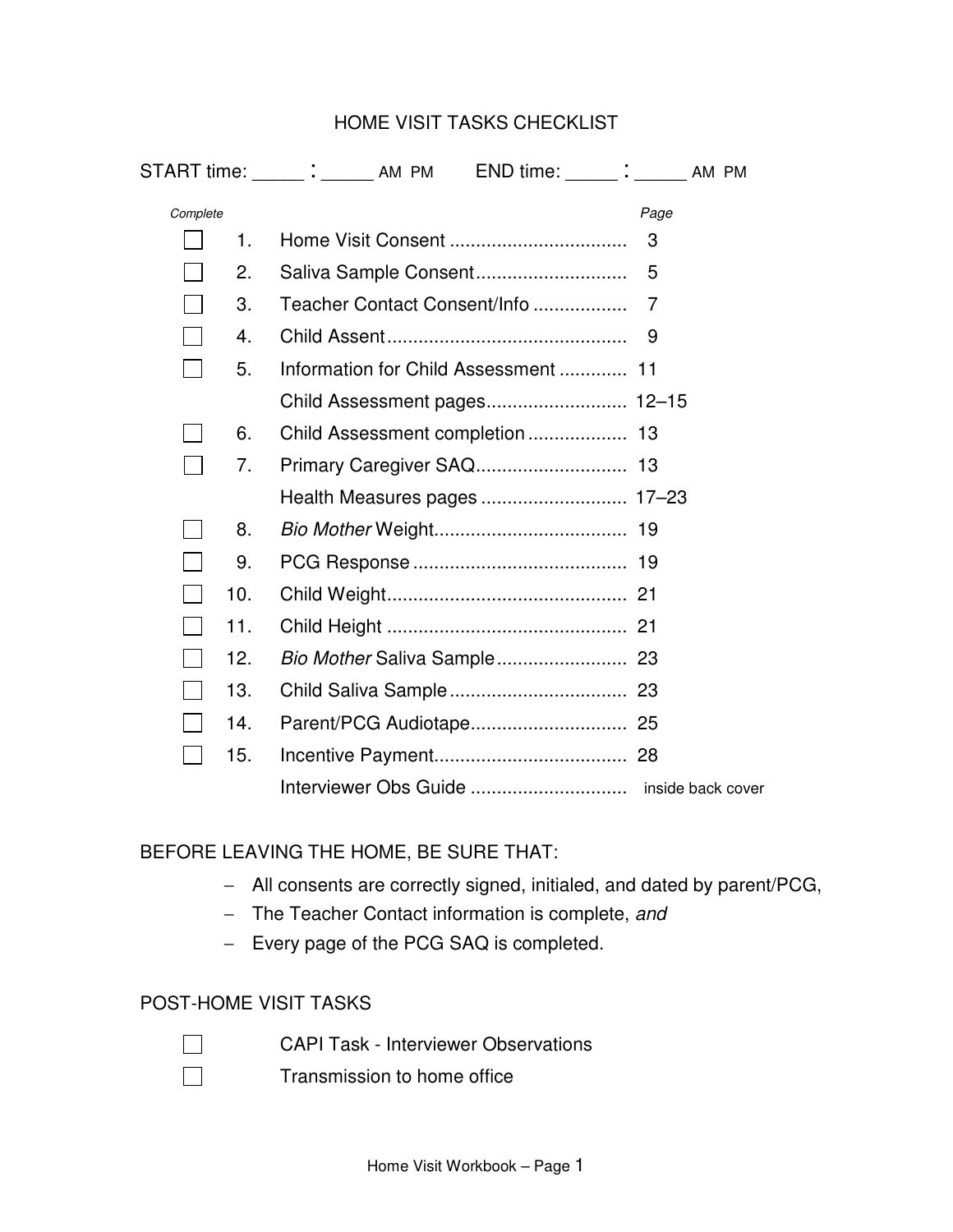# HOME VISIT TASKS CHECKLIST

START time: _____ : _____ AM PM END time: _____ : _____ AM PM

| Complete | | | Page |
|---|---|---|---|
| ☐ | 1. | Home Visit Consent | 3 |
| ☐ | 2. | Saliva Sample Consent | 5 |
| ☐ | 3. | Teacher Contact Consent/Info | 7 |
| ☐ | 4. | Child Assent | 9 |
| ☐ | 5. | Information for Child Assessment | 11 |
| | | Child Assessment pages | 12–15 |
| ☐ | 6. | Child Assessment completion | 13 |
| ☐ | 7. | Primary Caregiver SAQ | 13 |
| | | Health Measures pages | 17–23 |
| ☐ | 8. | *Bio Mother* Weight | 19 |
| ☐ | 9. | PCG Response | 19 |
| ☐ | 10. | Child Weight | 21 |
| ☐ | 11. | Child Height | 21 |
| ☐ | 12. | *Bio Mother* Saliva Sample | 23 |
| ☐ | 13. | Child Saliva Sample | 23 |
| ☐ | 14. | Parent/PCG Audiotape | 25 |
| ☐ | 15. | Incentive Payment | 28 |
| | | Interviewer Obs Guide | inside back cover |

BEFORE LEAVING THE HOME, BE SURE THAT:

- All consents are correctly signed, initialed, and dated by parent/PCG,
- The Teacher Contact information is complete, *and*
- Every page of the PCG SAQ is completed.

POST-HOME VISIT TASKS

- ☐ CAPI Task - Interviewer Observations
- ☐ Transmission to home office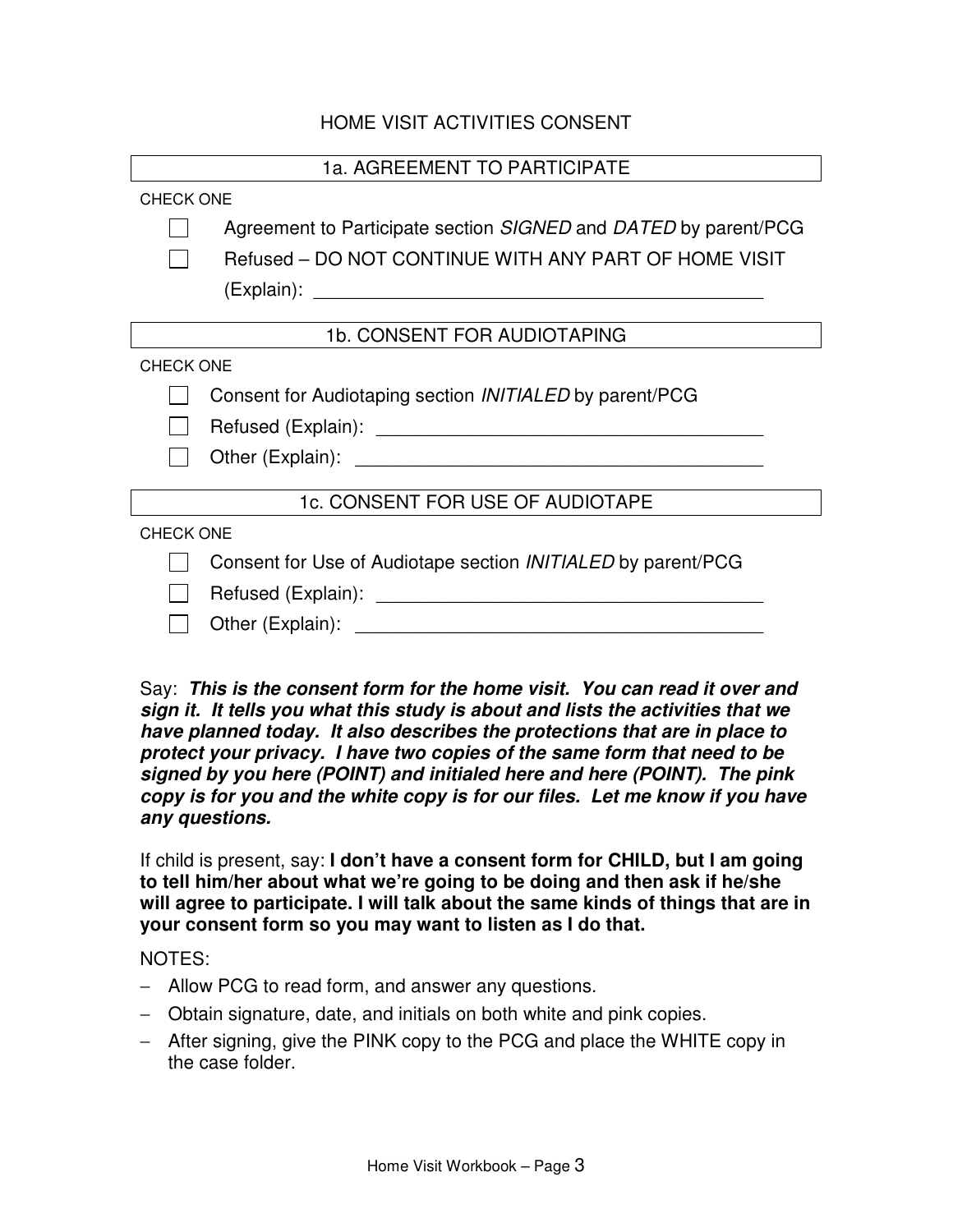# HOME VISIT ACTIVITIES CONSENT

## 1a. AGREEMENT TO PARTICIPATE

CHECK ONE

- ☐ Agreement to Participate section *SIGNED* and *DATED* by parent/PCG
- ☐ Refused – DO NOT CONTINUE WITH ANY PART OF HOME VISIT (Explain): ___________________________________________

## 1b. CONSENT FOR AUDIOTAPING

CHECK ONE

- ☐ Consent for Audiotaping section *INITIALED* by parent/PCG
- ☐ Refused (Explain): _____________________________________
- ☐ Other (Explain): _______________________________________

## 1c. CONSENT FOR USE OF AUDIOTAPE

CHECK ONE

- ☐ Consent for Use of Audiotape section *INITIALED* by parent/PCG
- ☐ Refused (Explain): _____________________________________
- ☐ Other (Explain): _______________________________________

Say: ***This is the consent form for the home visit. You can read it over and sign it. It tells you what this study is about and lists the activities that we have planned today. It also describes the protections that are in place to protect your privacy. I have two copies of the same form that need to be signed by you here (POINT) and initialed here and here (POINT). The pink copy is for you and the white copy is for our files. Let me know if you have any questions.***

If child is present, say: **I don't have a consent form for CHILD, but I am going to tell him/her about what we're going to be doing and then ask if he/she will agree to participate. I will talk about the same kinds of things that are in your consent form so you may want to listen as I do that.**

NOTES:

- Allow PCG to read form, and answer any questions.
- Obtain signature, date, and initials on both white and pink copies.
- After signing, give the PINK copy to the PCG and place the WHITE copy in the case folder.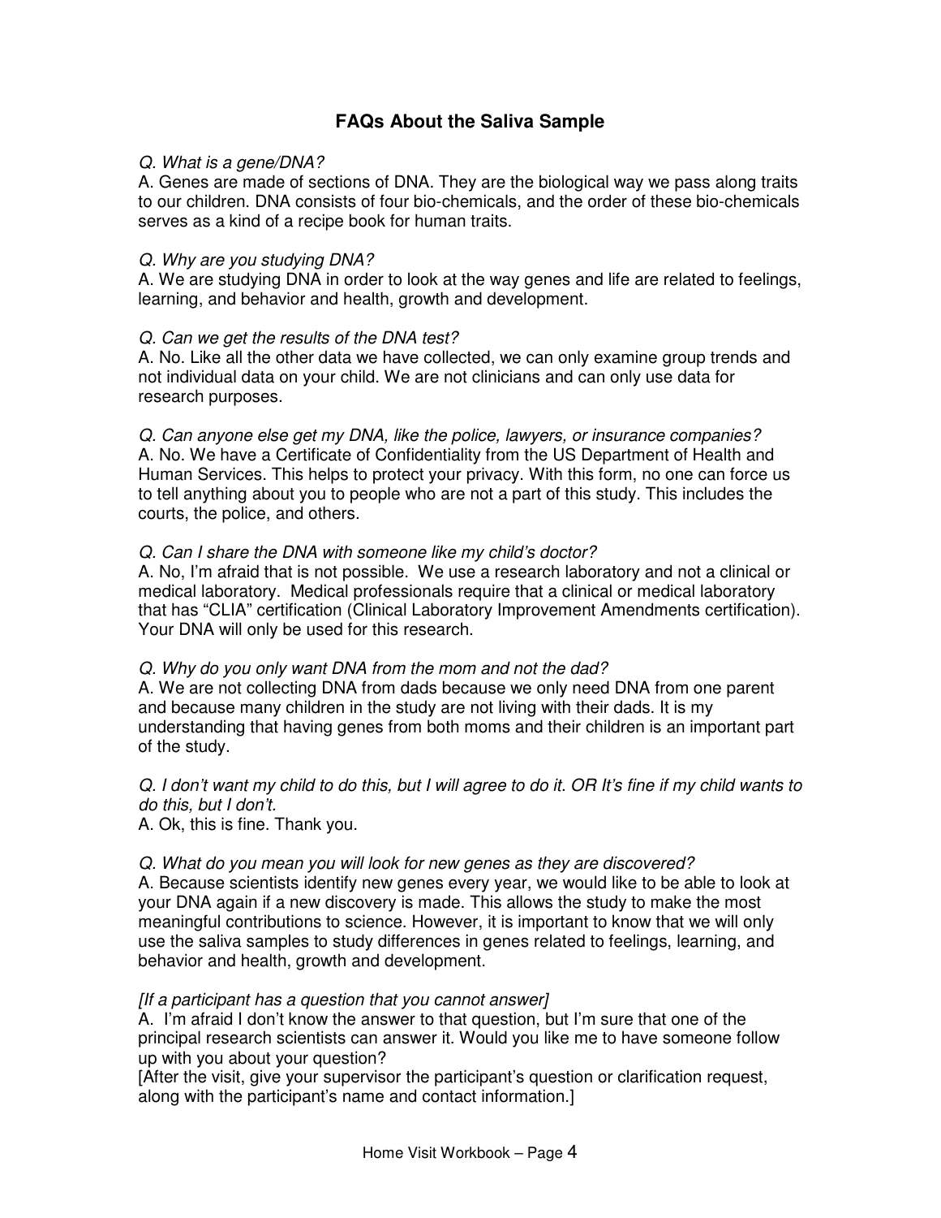## FAQs About the Saliva Sample

*Q. What is a gene/DNA?*
A. Genes are made of sections of DNA. They are the biological way we pass along traits to our children. DNA consists of four bio-chemicals, and the order of these bio-chemicals serves as a kind of a recipe book for human traits.

*Q. Why are you studying DNA?*
A. We are studying DNA in order to look at the way genes and life are related to feelings, learning, and behavior and health, growth and development.

*Q. Can we get the results of the DNA test?*
A. No. Like all the other data we have collected, we can only examine group trends and not individual data on your child. We are not clinicians and can only use data for research purposes.

*Q. Can anyone else get my DNA, like the police, lawyers, or insurance companies?*
A. No. We have a Certificate of Confidentiality from the US Department of Health and Human Services. This helps to protect your privacy. With this form, no one can force us to tell anything about you to people who are not a part of this study. This includes the courts, the police, and others.

*Q. Can I share the DNA with someone like my child's doctor?*
A. No, I'm afraid that is not possible. We use a research laboratory and not a clinical or medical laboratory. Medical professionals require that a clinical or medical laboratory that has "CLIA" certification (Clinical Laboratory Improvement Amendments certification). Your DNA will only be used for this research.

*Q. Why do you only want DNA from the mom and not the dad?*
A. We are not collecting DNA from dads because we only need DNA from one parent and because many children in the study are not living with their dads. It is my understanding that having genes from both moms and their children is an important part of the study.

*Q. I don't want my child to do this, but I will agree to do it. OR It's fine if my child wants to do this, but I don't.*
A. Ok, this is fine. Thank you.

*Q. What do you mean you will look for new genes as they are discovered?*
A. Because scientists identify new genes every year, we would like to be able to look at your DNA again if a new discovery is made. This allows the study to make the most meaningful contributions to science. However, it is important to know that we will only use the saliva samples to study differences in genes related to feelings, learning, and behavior and health, growth and development.

*[If a participant has a question that you cannot answer]*
A. I'm afraid I don't know the answer to that question, but I'm sure that one of the principal research scientists can answer it. Would you like me to have someone follow up with you about your question?
[After the visit, give your supervisor the participant's question or clarification request, along with the participant's name and contact information.]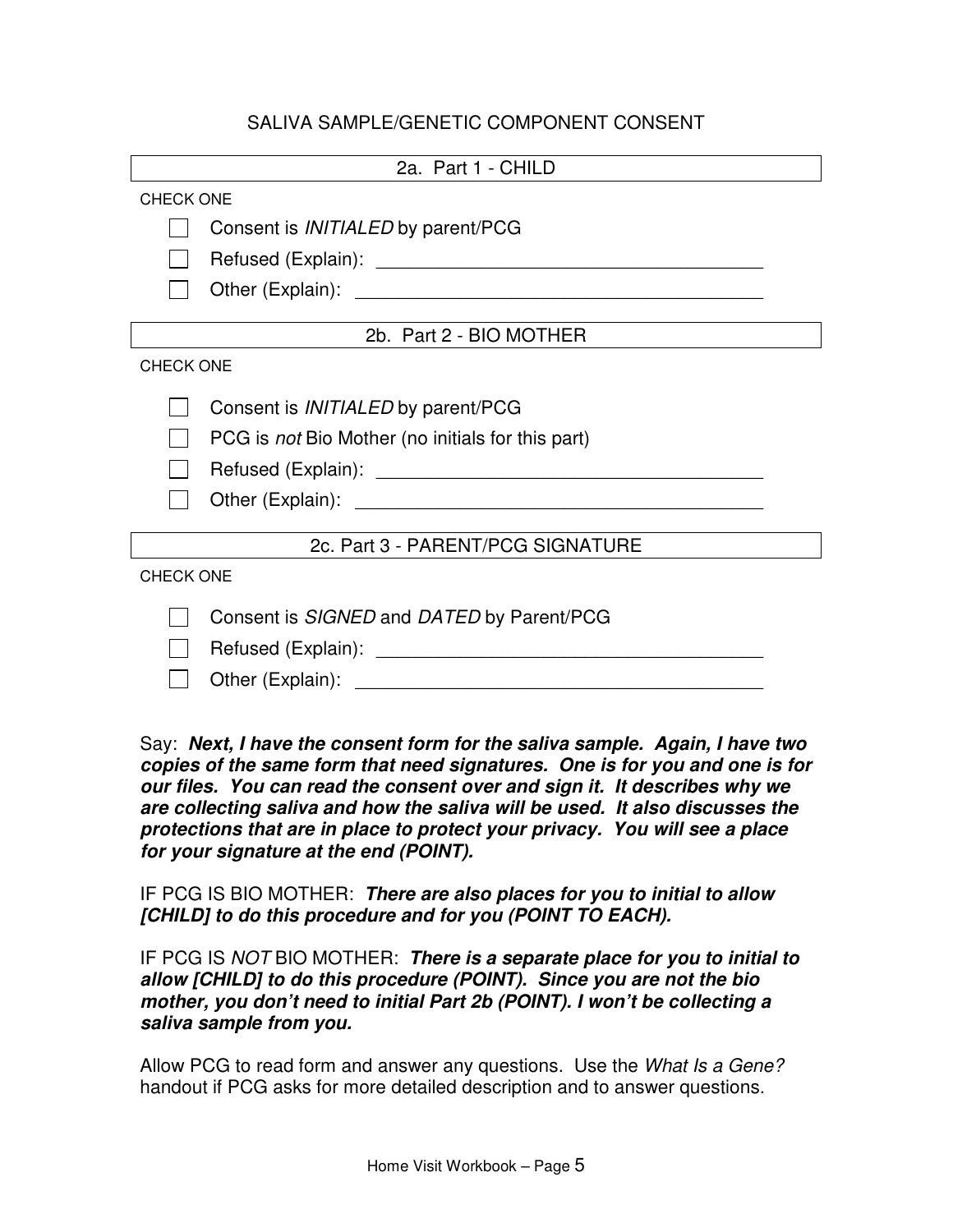## SALIVA SAMPLE/GENETIC COMPONENT CONSENT

### 2a. Part 1 - CHILD

CHECK ONE

- ☐ Consent is *INITIALED* by parent/PCG
- ☐ Refused (Explain): ______________________________________
- ☐ Other (Explain): ________________________________________

### 2b. Part 2 - BIO MOTHER

CHECK ONE

- ☐ Consent is *INITIALED* by parent/PCG
- ☐ PCG is *not* Bio Mother (no initials for this part)
- ☐ Refused (Explain): ______________________________________
- ☐ Other (Explain): ________________________________________

### 2c. Part 3 - PARENT/PCG SIGNATURE

CHECK ONE

- ☐ Consent is *SIGNED* and *DATED* by Parent/PCG
- ☐ Refused (Explain): ______________________________________
- ☐ Other (Explain): ________________________________________

Say: ***Next, I have the consent form for the saliva sample. Again, I have two copies of the same form that need signatures. One is for you and one is for our files. You can read the consent over and sign it. It describes why we are collecting saliva and how the saliva will be used. It also discusses the protections that are in place to protect your privacy. You will see a place for your signature at the end (POINT).***

IF PCG IS BIO MOTHER: ***There are also places for you to initial to allow [CHILD] to do this procedure and for you (POINT TO EACH).***

IF PCG IS *NOT* BIO MOTHER: ***There is a separate place for you to initial to allow [CHILD] to do this procedure (POINT). Since you are not the bio mother, you don't need to initial Part 2b (POINT). I won't be collecting a saliva sample from you.***

Allow PCG to read form and answer any questions. Use the *What Is a Gene?* handout if PCG asks for more detailed description and to answer questions.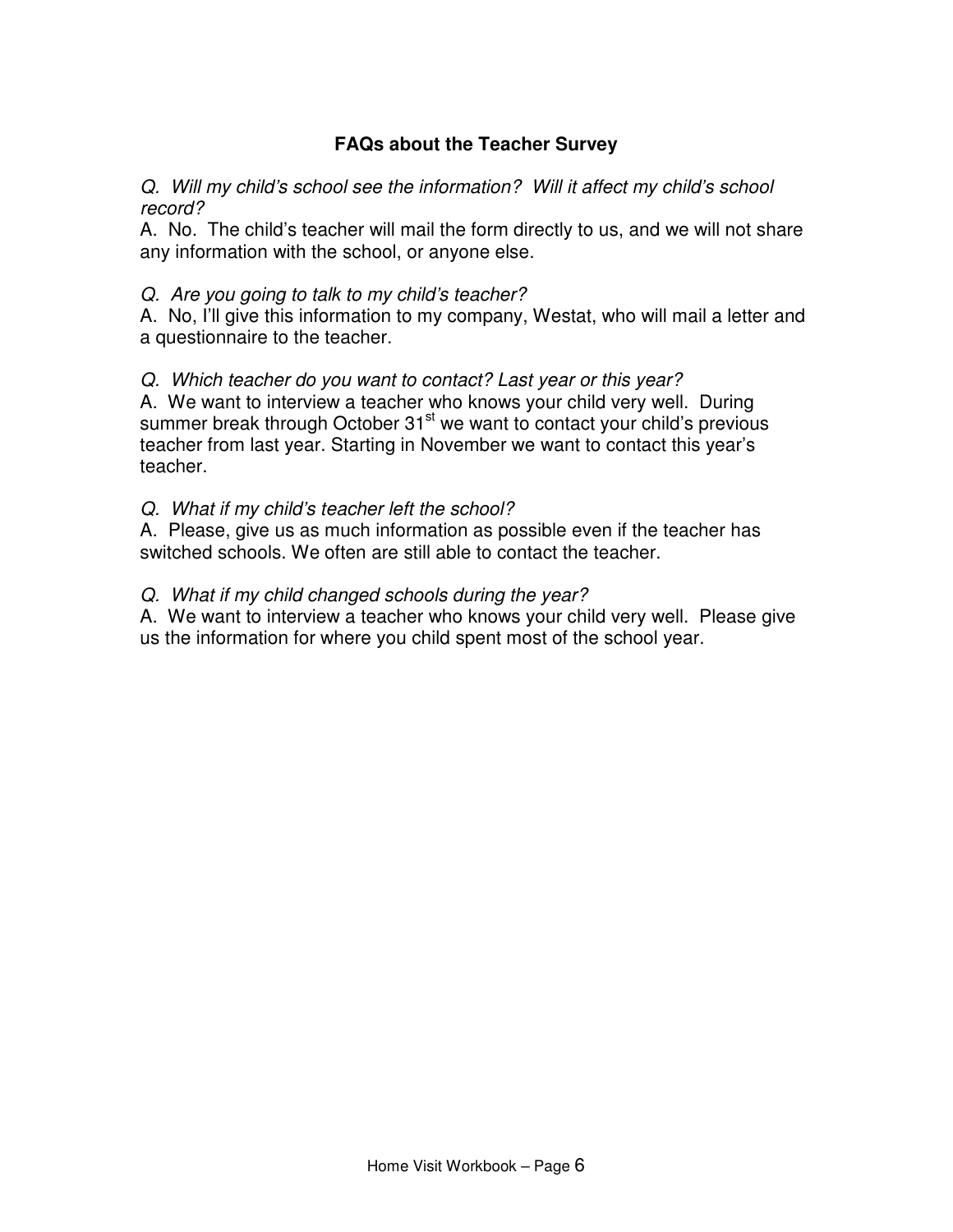## FAQs about the Teacher Survey

*Q. Will my child's school see the information? Will it affect my child's school record?*

A. No. The child's teacher will mail the form directly to us, and we will not share any information with the school, or anyone else.

*Q. Are you going to talk to my child's teacher?*

A. No, I'll give this information to my company, Westat, who will mail a letter and a questionnaire to the teacher.

*Q. Which teacher do you want to contact? Last year or this year?*

A. We want to interview a teacher who knows your child very well. During summer break through October 31st we want to contact your child's previous teacher from last year. Starting in November we want to contact this year's teacher.

*Q. What if my child's teacher left the school?*

A. Please, give us as much information as possible even if the teacher has switched schools. We often are still able to contact the teacher.

*Q. What if my child changed schools during the year?*

A. We want to interview a teacher who knows your child very well. Please give us the information for where you child spent most of the school year.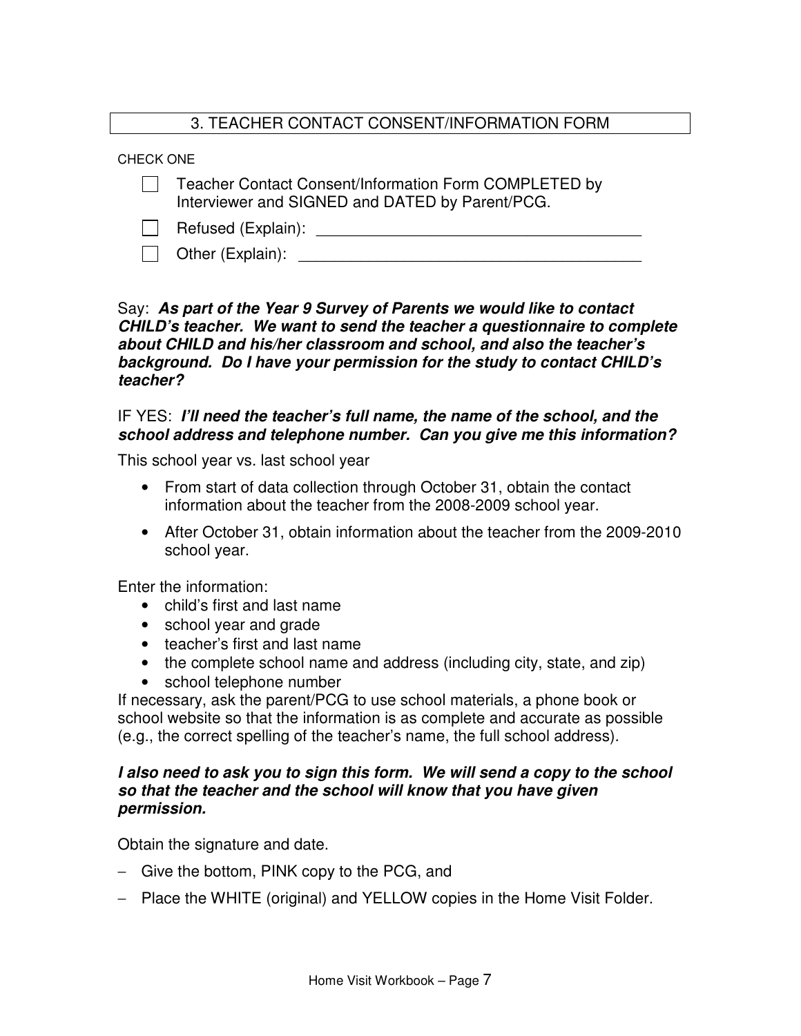## 3. TEACHER CONTACT CONSENT/INFORMATION FORM

CHECK ONE

- [ ] Teacher Contact Consent/Information Form COMPLETED by Interviewer and SIGNED and DATED by Parent/PCG.
- [ ] Refused (Explain): ______________________________________
- [ ] Other (Explain): ________________________________________

Say: ***As part of the Year 9 Survey of Parents we would like to contact CHILD's teacher. We want to send the teacher a questionnaire to complete about CHILD and his/her classroom and school, and also the teacher's background. Do I have your permission for the study to contact CHILD's teacher?***

IF YES: ***I'll need the teacher's full name, the name of the school, and the school address and telephone number. Can you give me this information?***

This school year vs. last school year

- From start of data collection through October 31, obtain the contact information about the teacher from the 2008-2009 school year.
- After October 31, obtain information about the teacher from the 2009-2010 school year.

Enter the information:

- child's first and last name
- school year and grade
- teacher's first and last name
- the complete school name and address (including city, state, and zip)
- school telephone number

If necessary, ask the parent/PCG to use school materials, a phone book or school website so that the information is as complete and accurate as possible (e.g., the correct spelling of the teacher's name, the full school address).

***I also need to ask you to sign this form. We will send a copy to the school so that the teacher and the school will know that you have given permission.***

Obtain the signature and date.

- Give the bottom, PINK copy to the PCG, and
- Place the WHITE (original) and YELLOW copies in the Home Visit Folder.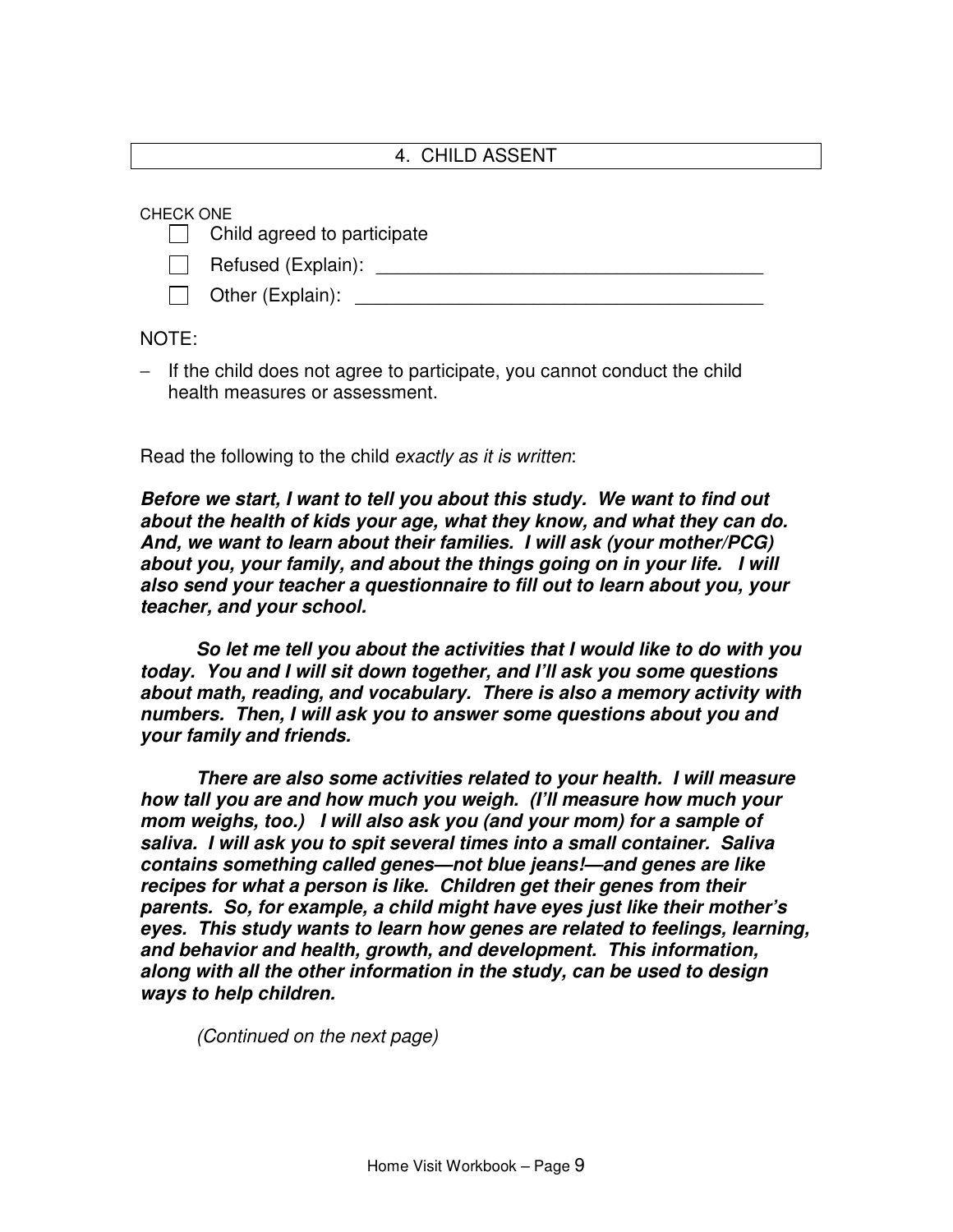## 4. CHILD ASSENT

CHECK ONE

- ☐ Child agreed to participate
- ☐ Refused (Explain): ______________________________________
- ☐ Other (Explain): ________________________________________

NOTE:

- If the child does not agree to participate, you cannot conduct the child health measures or assessment.

Read the following to the child *exactly as it is written*:

***Before we start, I want to tell you about this study. We want to find out about the health of kids your age, what they know, and what they can do. And, we want to learn about their families. I will ask (your mother/PCG) about you, your family, and about the things going on in your life. I will also send your teacher a questionnaire to fill out to learn about you, your teacher, and your school.***

***So let me tell you about the activities that I would like to do with you today. You and I will sit down together, and I'll ask you some questions about math, reading, and vocabulary. There is also a memory activity with numbers. Then, I will ask you to answer some questions about you and your family and friends.***

***There are also some activities related to your health. I will measure how tall you are and how much you weigh. (I'll measure how much your mom weighs, too.) I will also ask you (and your mom) for a sample of saliva. I will ask you to spit several times into a small container. Saliva contains something called genes—not blue jeans!—and genes are like recipes for what a person is like. Children get their genes from their parents. So, for example, a child might have eyes just like their mother's eyes. This study wants to learn how genes are related to feelings, learning, and behavior and health, growth, and development. This information, along with all the other information in the study, can be used to design ways to help children.***

*(Continued on the next page)*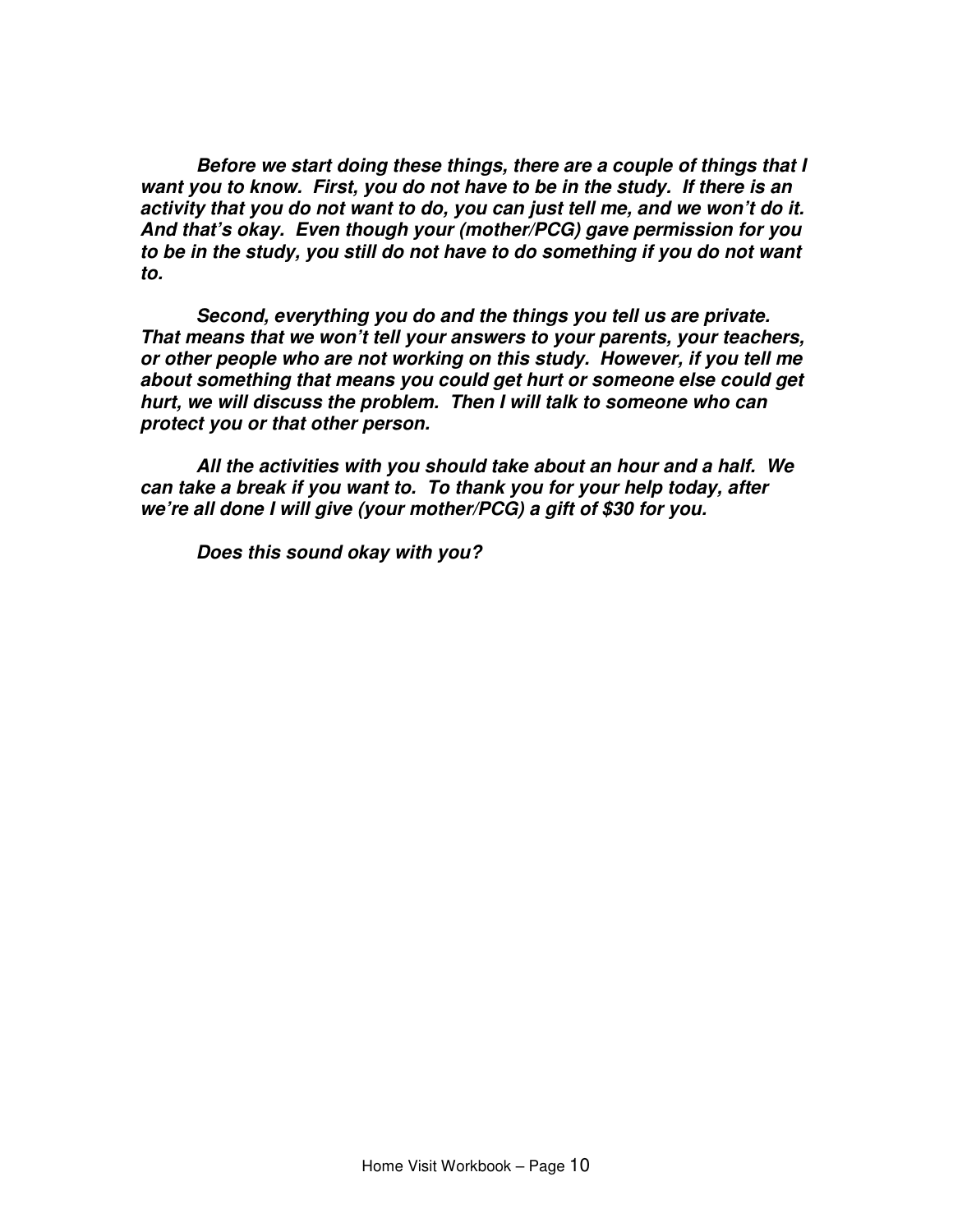***Before we start doing these things, there are a couple of things that I want you to know. First, you do not have to be in the study. If there is an activity that you do not want to do, you can just tell me, and we won't do it. And that's okay. Even though your (mother/PCG) gave permission for you to be in the study, you still do not have to do something if you do not want to.***

***Second, everything you do and the things you tell us are private. That means that we won't tell your answers to your parents, your teachers, or other people who are not working on this study. However, if you tell me about something that means you could get hurt or someone else could get hurt, we will discuss the problem. Then I will talk to someone who can protect you or that other person.***

***All the activities with you should take about an hour and a half. We can take a break if you want to. To thank you for your help today, after we're all done I will give (your mother/PCG) a gift of $30 for you.***

***Does this sound okay with you?***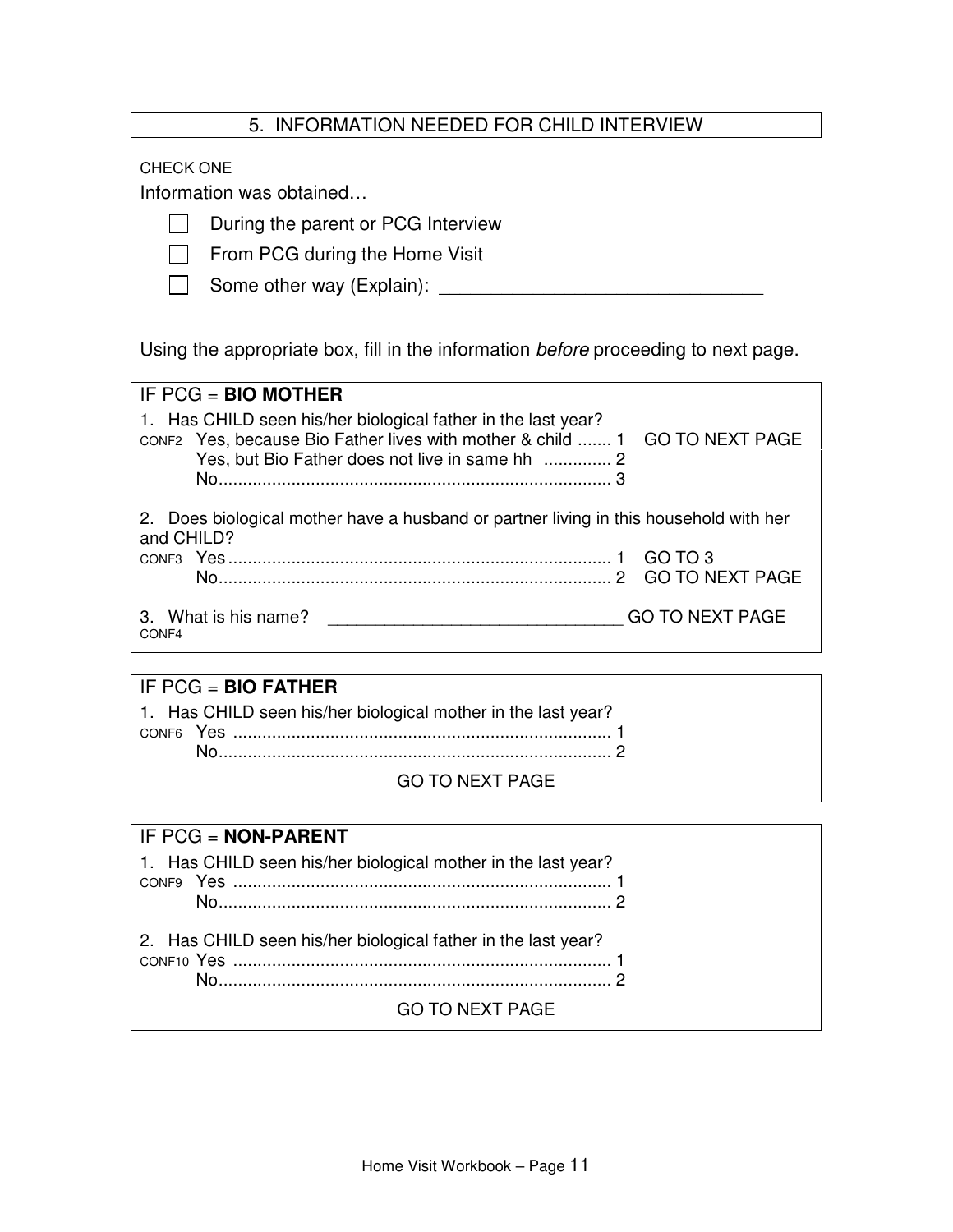## 5. INFORMATION NEEDED FOR CHILD INTERVIEW

CHECK ONE

Information was obtained…

- ☐ During the parent or PCG Interview
- ☐ From PCG during the Home Visit
- ☐ Some other way (Explain): _______________________________

Using the appropriate box, fill in the information *before* proceeding to next page.

---

### IF PCG = **BIO MOTHER**

1. Has CHILD seen his/her biological father in the last year?

CONF2 Yes, because Bio Father lives with mother & child ....... 1 GO TO NEXT PAGE
Yes, but Bio Father does not live in same hh .............. 2
No................................................................................ 3

2. Does biological mother have a husband or partner living in this household with her and CHILD?

CONF3 Yes............................................................................... 1 GO TO 3
No................................................................................ 2 GO TO NEXT PAGE

3. What is his name? ______________________________ GO TO NEXT PAGE
CONF4

---

### IF PCG = **BIO FATHER**

1. Has CHILD seen his/her biological mother in the last year?

CONF6 Yes ............................................................................. 1
No................................................................................ 2

GO TO NEXT PAGE

---

### IF PCG = **NON-PARENT**

1. Has CHILD seen his/her biological mother in the last year?

CONF9 Yes ............................................................................. 1
No................................................................................ 2

2. Has CHILD seen his/her biological father in the last year?

CONF10 Yes ............................................................................. 1
No................................................................................ 2

GO TO NEXT PAGE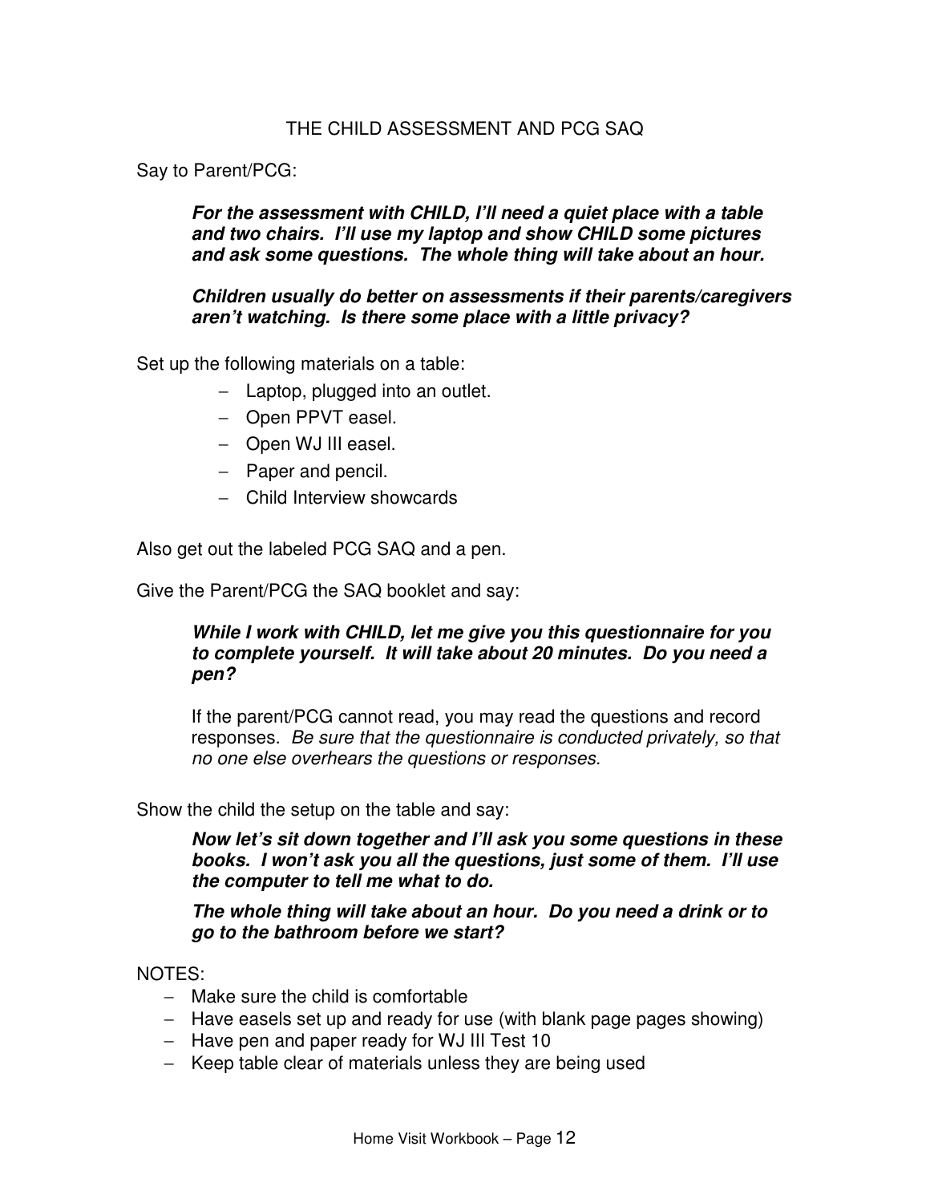## THE CHILD ASSESSMENT AND PCG SAQ

Say to Parent/PCG:

> ***For the assessment with CHILD, I'll need a quiet place with a table and two chairs. I'll use my laptop and show CHILD some pictures and ask some questions. The whole thing will take about an hour.***
>
> ***Children usually do better on assessments if their parents/caregivers aren't watching. Is there some place with a little privacy?***

Set up the following materials on a table:

- Laptop, plugged into an outlet.
- Open PPVT easel.
- Open WJ III easel.
- Paper and pencil.
- Child Interview showcards

Also get out the labeled PCG SAQ and a pen.

Give the Parent/PCG the SAQ booklet and say:

> ***While I work with CHILD, let me give you this questionnaire for you to complete yourself. It will take about 20 minutes. Do you need a pen?***
>
> If the parent/PCG cannot read, you may read the questions and record responses. *Be sure that the questionnaire is conducted privately, so that no one else overhears the questions or responses.*

Show the child the setup on the table and say:

> ***Now let's sit down together and I'll ask you some questions in these books. I won't ask you all the questions, just some of them. I'll use the computer to tell me what to do.***
>
> ***The whole thing will take about an hour. Do you need a drink or to go to the bathroom before we start?***

NOTES:

- Make sure the child is comfortable
- Have easels set up and ready for use (with blank page pages showing)
- Have pen and paper ready for WJ III Test 10
- Keep table clear of materials unless they are being used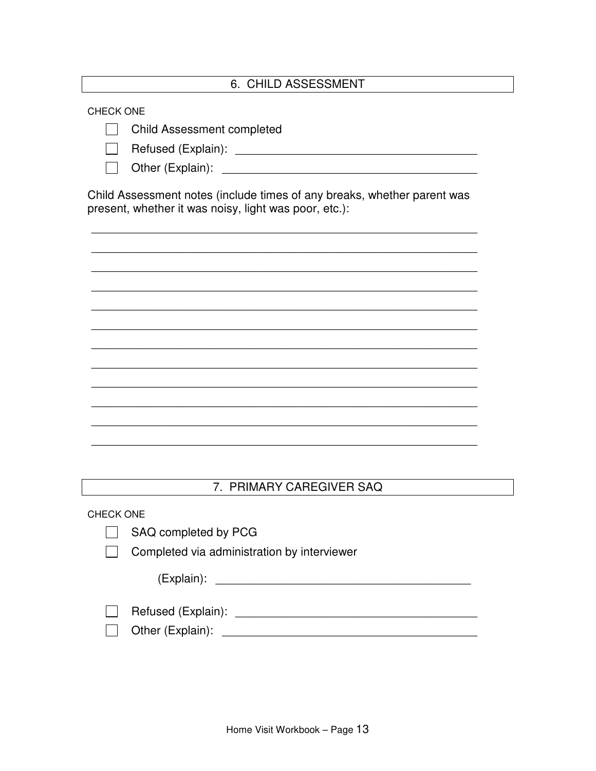## 6. CHILD ASSESSMENT

CHECK ONE

- ☐ Child Assessment completed
- ☐ Refused (Explain): ______________________________________
- ☐ Other (Explain): ________________________________________

Child Assessment notes (include times of any breaks, whether parent was present, whether it was noisy, light was poor, etc.):

____________________________________________________________

____________________________________________________________

____________________________________________________________

____________________________________________________________

____________________________________________________________

____________________________________________________________

____________________________________________________________

____________________________________________________________

____________________________________________________________

____________________________________________________________

____________________________________________________________

____________________________________________________________

## 7. PRIMARY CAREGIVER SAQ

CHECK ONE

- ☐ SAQ completed by PCG
- ☐ Completed via administration by interviewer

  (Explain): ________________________________________

- ☐ Refused (Explain): ______________________________________
- ☐ Other (Explain): ________________________________________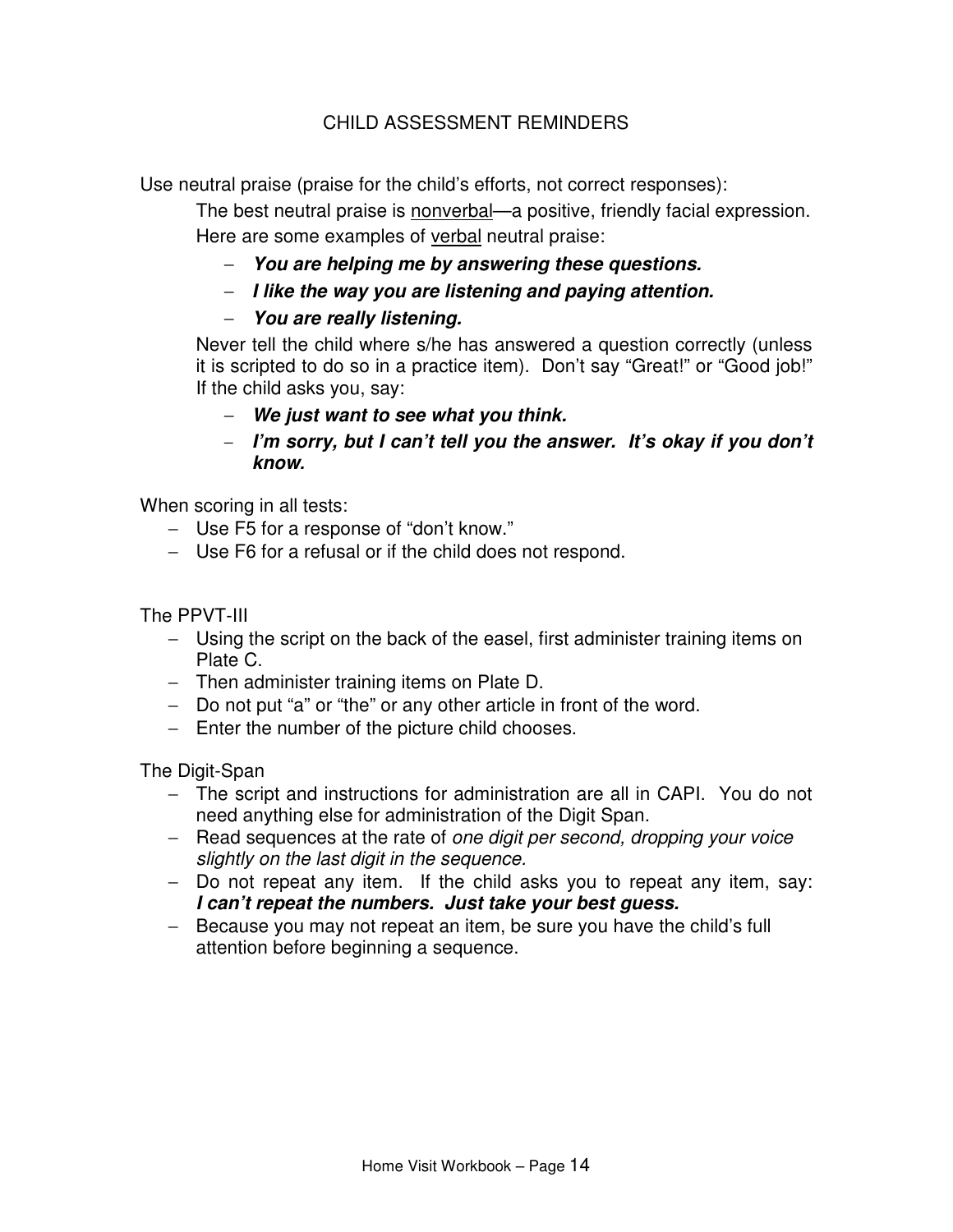# CHILD ASSESSMENT REMINDERS

Use neutral praise (praise for the child's efforts, not correct responses):

The best neutral praise is <u>nonverbal</u>—a positive, friendly facial expression.

Here are some examples of <u>verbal</u> neutral praise:

- ***You are helping me by answering these questions.***
- ***I like the way you are listening and paying attention.***
- ***You are really listening.***

Never tell the child where s/he has answered a question correctly (unless it is scripted to do so in a practice item). Don't say "Great!" or "Good job!" If the child asks you, say:

- ***We just want to see what you think.***
- ***I'm sorry, but I can't tell you the answer. It's okay if you don't know.***

When scoring in all tests:

- Use F5 for a response of "don't know."
- Use F6 for a refusal or if the child does not respond.

The PPVT-III

- Using the script on the back of the easel, first administer training items on Plate C.
- Then administer training items on Plate D.
- Do not put "a" or "the" or any other article in front of the word.
- Enter the number of the picture child chooses.

The Digit-Span

- The script and instructions for administration are all in CAPI. You do not need anything else for administration of the Digit Span.
- Read sequences at the rate of *one digit per second, dropping your voice slightly on the last digit in the sequence.*
- Do not repeat any item. If the child asks you to repeat any item, say: ***I can't repeat the numbers. Just take your best guess.***
- Because you may not repeat an item, be sure you have the child's full attention before beginning a sequence.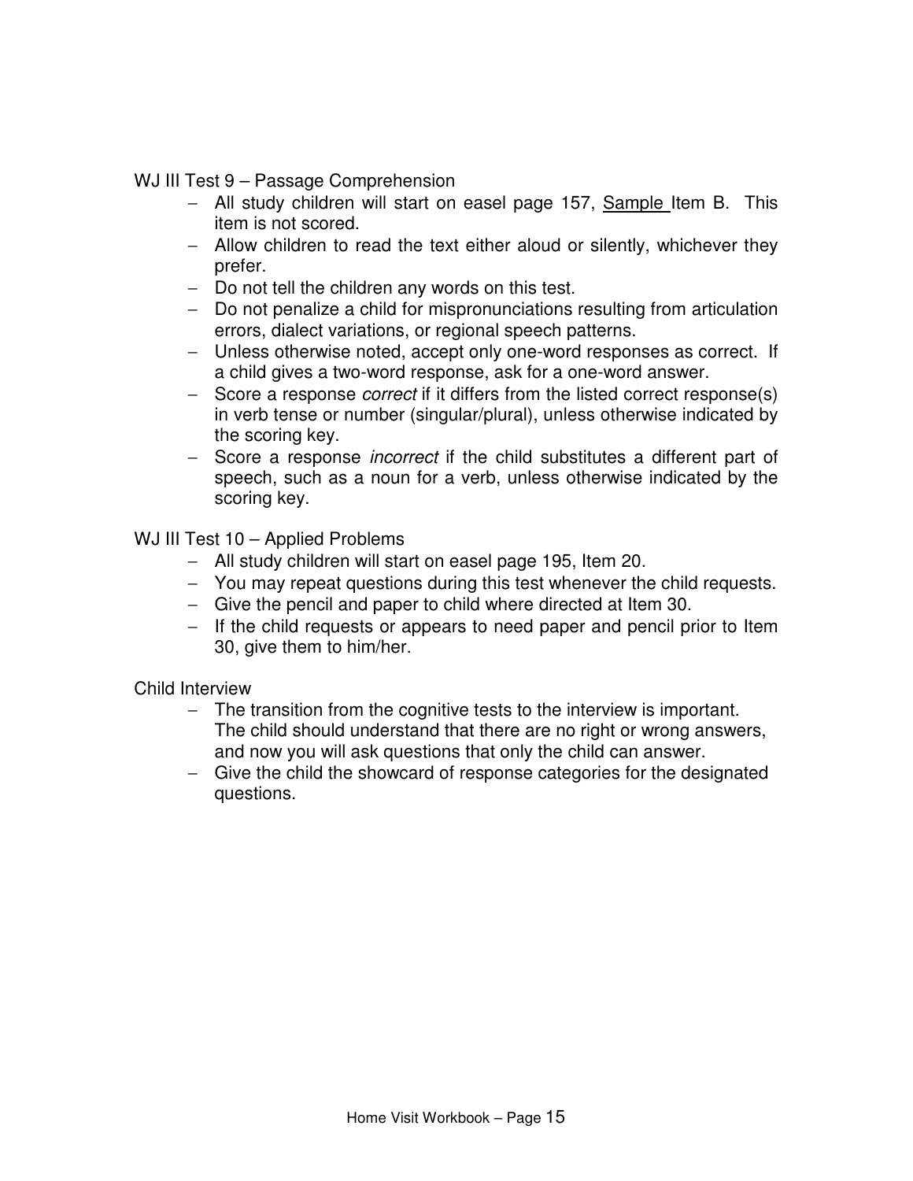WJ III Test 9 – Passage Comprehension

- All study children will start on easel page 157, Sample Item B. This item is not scored.
- Allow children to read the text either aloud or silently, whichever they prefer.
- Do not tell the children any words on this test.
- Do not penalize a child for mispronunciations resulting from articulation errors, dialect variations, or regional speech patterns.
- Unless otherwise noted, accept only one-word responses as correct. If a child gives a two-word response, ask for a one-word answer.
- Score a response *correct* if it differs from the listed correct response(s) in verb tense or number (singular/plural), unless otherwise indicated by the scoring key.
- Score a response *incorrect* if the child substitutes a different part of speech, such as a noun for a verb, unless otherwise indicated by the scoring key.

WJ III Test 10 – Applied Problems

- All study children will start on easel page 195, Item 20.
- You may repeat questions during this test whenever the child requests.
- Give the pencil and paper to child where directed at Item 30.
- If the child requests or appears to need paper and pencil prior to Item 30, give them to him/her.

Child Interview

- The transition from the cognitive tests to the interview is important. The child should understand that there are no right or wrong answers, and now you will ask questions that only the child can answer.
- Give the child the showcard of response categories for the designated questions.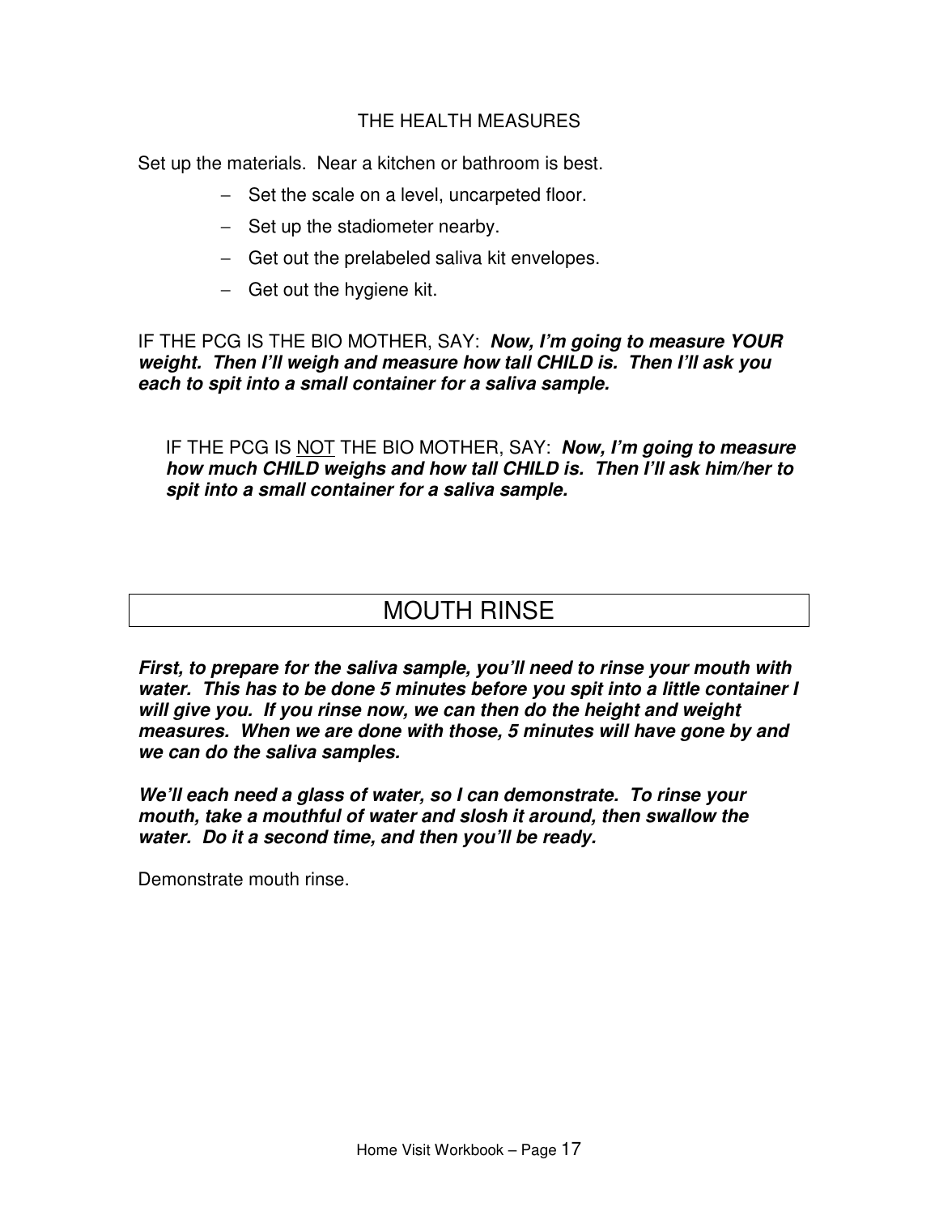## THE HEALTH MEASURES

Set up the materials. Near a kitchen or bathroom is best.

- Set the scale on a level, uncarpeted floor.
- Set up the stadiometer nearby.
- Get out the prelabeled saliva kit envelopes.
- Get out the hygiene kit.

IF THE PCG IS THE BIO MOTHER, SAY: ***Now, I'm going to measure YOUR weight. Then I'll weigh and measure how tall CHILD is. Then I'll ask you each to spit into a small container for a saliva sample.***

IF THE PCG IS NOT THE BIO MOTHER, SAY: ***Now, I'm going to measure how much CHILD weighs and how tall CHILD is. Then I'll ask him/her to spit into a small container for a saliva sample.***

## MOUTH RINSE

***First, to prepare for the saliva sample, you'll need to rinse your mouth with water. This has to be done 5 minutes before you spit into a little container I will give you. If you rinse now, we can then do the height and weight measures. When we are done with those, 5 minutes will have gone by and we can do the saliva samples.***

***We'll each need a glass of water, so I can demonstrate. To rinse your mouth, take a mouthful of water and slosh it around, then swallow the water. Do it a second time, and then you'll be ready.***

Demonstrate mouth rinse.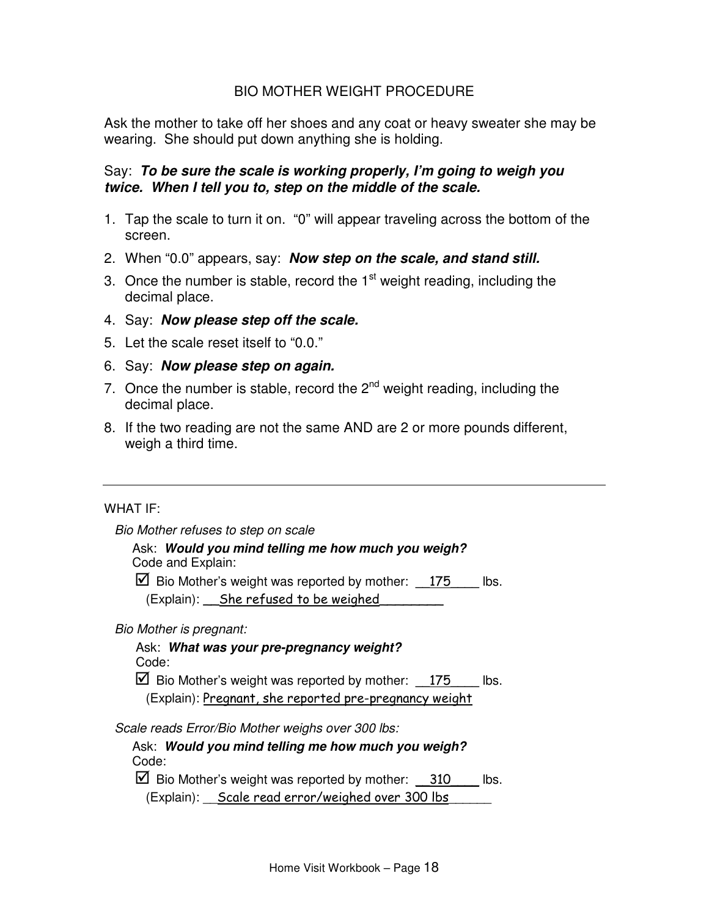# BIO MOTHER WEIGHT PROCEDURE

Ask the mother to take off her shoes and any coat or heavy sweater she may be wearing. She should put down anything she is holding.

Say: ***To be sure the scale is working properly, I'm going to weigh you twice. When I tell you to, step on the middle of the scale.***

1. Tap the scale to turn it on. "0" will appear traveling across the bottom of the screen.
2. When "0.0" appears, say: ***Now step on the scale, and stand still.***
3. Once the number is stable, record the 1st weight reading, including the decimal place.
4. Say: ***Now please step off the scale.***
5. Let the scale reset itself to "0.0."
6. Say: ***Now please step on again.***
7. Once the number is stable, record the 2nd weight reading, including the decimal place.
8. If the two reading are not the same AND are 2 or more pounds different, weigh a third time.

---

WHAT IF:

*Bio Mother refuses to step on scale*

Ask: ***Would you mind telling me how much you weigh?***
Code and Explain:

☑ Bio Mother's weight was reported by mother: __175____ lbs.
(Explain): __She refused to be weighed________

*Bio Mother is pregnant:*

Ask: ***What was your pre-pregnancy weight?***
Code:

☑ Bio Mother's weight was reported by mother: __175____ lbs.
(Explain): Pregnant, she reported pre-pregnancy weight

*Scale reads Error/Bio Mother weighs over 300 lbs:*

Ask: ***Would you mind telling me how much you weigh?***
Code:

☑ Bio Mother's weight was reported by mother: __310____ lbs.
(Explain): __Scale read error/weighed over 300 lbs______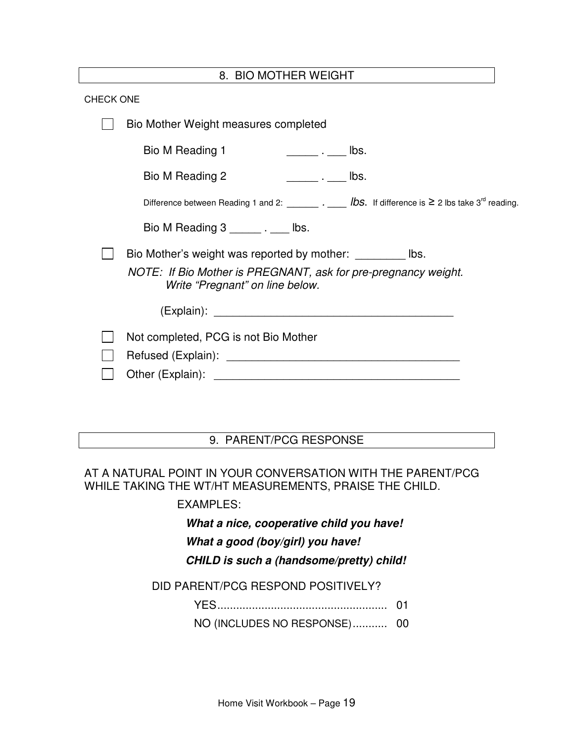## 8. BIO MOTHER WEIGHT

CHECK ONE

☐ Bio Mother Weight measures completed

Bio M Reading 1 _____ . ___ lbs.

Bio M Reading 2 _____ . ___ lbs.

Difference between Reading 1 and 2: ______ *. ____ lbs.* If difference is ≥ 2 lbs take 3rd reading.

Bio M Reading 3 _____ . ___ lbs.

☐ Bio Mother's weight was reported by mother: ________ lbs.

*NOTE: If Bio Mother is PREGNANT, ask for pre-pregnancy weight. Write "Pregnant" on line below.*

(Explain): ______________________________________

☐ Not completed, PCG is not Bio Mother

☐ Refused (Explain): ______________________________________

☐ Other (Explain): ______________________________________

## 9. PARENT/PCG RESPONSE

AT A NATURAL POINT IN YOUR CONVERSATION WITH THE PARENT/PCG WHILE TAKING THE WT/HT MEASUREMENTS, PRAISE THE CHILD.

EXAMPLES:

***What a nice, cooperative child you have!***

***What a good (boy/girl) you have!***

***CHILD is such a (handsome/pretty) child!***

DID PARENT/PCG RESPOND POSITIVELY?

YES...................................................... 01

NO (INCLUDES NO RESPONSE)........... 00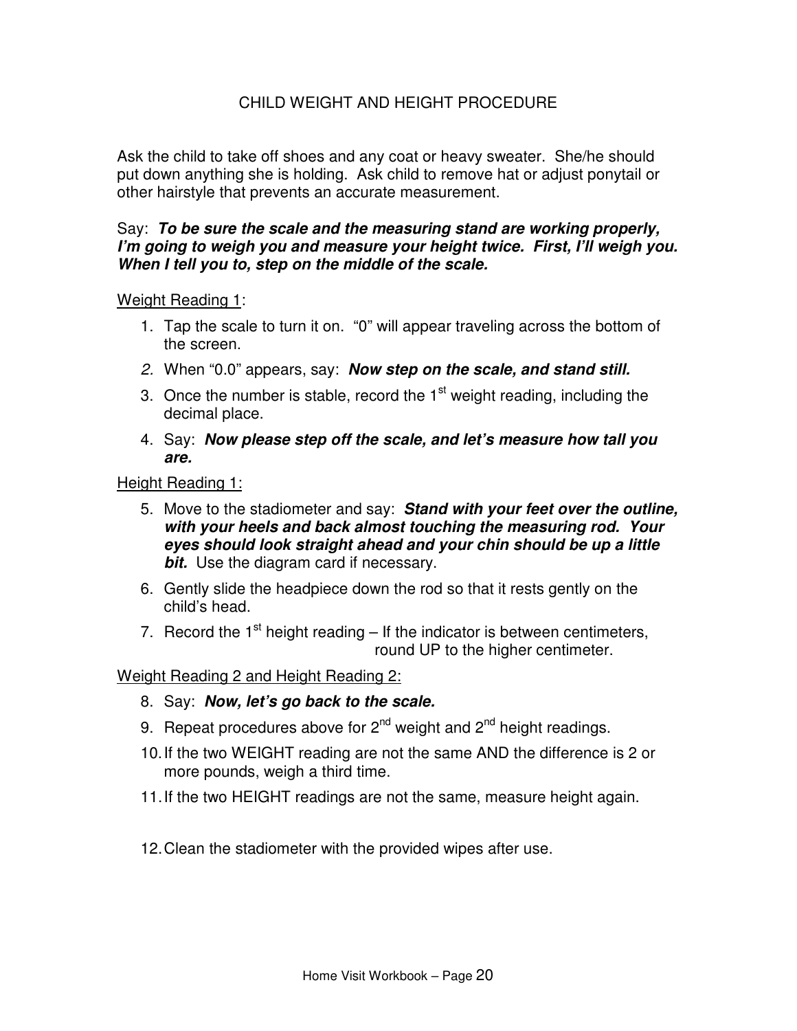# CHILD WEIGHT AND HEIGHT PROCEDURE

Ask the child to take off shoes and any coat or heavy sweater. She/he should put down anything she is holding. Ask child to remove hat or adjust ponytail or other hairstyle that prevents an accurate measurement.

Say: ***To be sure the scale and the measuring stand are working properly, I'm going to weigh you and measure your height twice. First, I'll weigh you. When I tell you to, step on the middle of the scale.***

Weight Reading 1:

1. Tap the scale to turn it on. "0" will appear traveling across the bottom of the screen.
2. When "0.0" appears, say: ***Now step on the scale, and stand still.***
3. Once the number is stable, record the 1st weight reading, including the decimal place.
4. Say: ***Now please step off the scale, and let's measure how tall you are.***

Height Reading 1:

5. Move to the stadiometer and say: ***Stand with your feet over the outline, with your heels and back almost touching the measuring rod. Your eyes should look straight ahead and your chin should be up a little bit.*** Use the diagram card if necessary.
6. Gently slide the headpiece down the rod so that it rests gently on the child's head.
7. Record the 1st height reading – If the indicator is between centimeters, round UP to the higher centimeter.

Weight Reading 2 and Height Reading 2:

8. Say: ***Now, let's go back to the scale.***
9. Repeat procedures above for 2nd weight and 2nd height readings.
10. If the two WEIGHT reading are not the same AND the difference is 2 or more pounds, weigh a third time.
11. If the two HEIGHT readings are not the same, measure height again.
12. Clean the stadiometer with the provided wipes after use.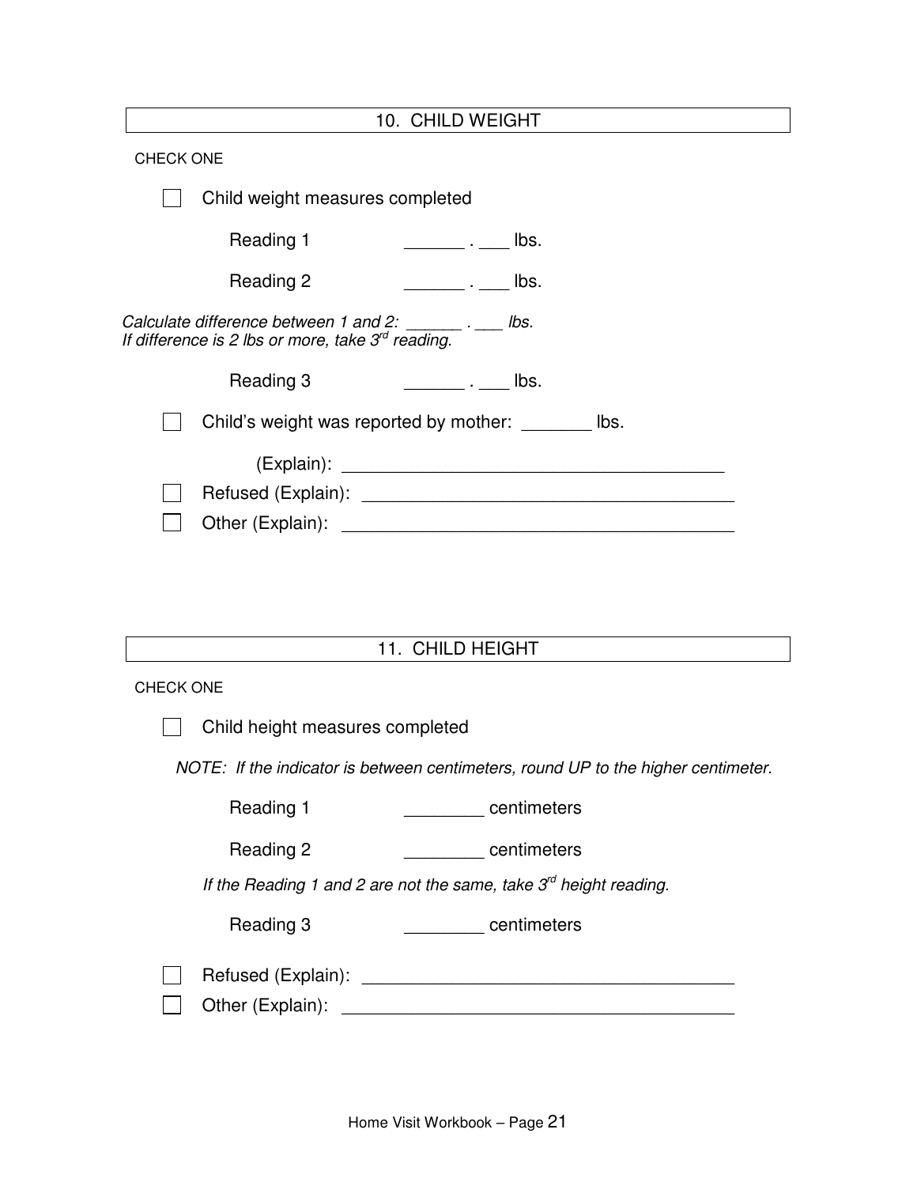## 10. CHILD WEIGHT

CHECK ONE

☐ Child weight measures completed

Reading 1 ______ . ___ lbs.

Reading 2 ______ . ___ lbs.

*Calculate difference between 1 and 2: ______ . ___ lbs.*
*If difference is 2 lbs or more, take 3rd reading.*

Reading 3 ______ . ___ lbs.

☐ Child's weight was reported by mother: _______ lbs.

(Explain): _______________________________________

☐ Refused (Explain): _____________________________________

☐ Other (Explain): ________________________________________

## 11. CHILD HEIGHT

CHECK ONE

☐ Child height measures completed

*NOTE: If the indicator is between centimeters, round UP to the higher centimeter.*

Reading 1 ________ centimeters

Reading 2 ________ centimeters

*If the Reading 1 and 2 are not the same, take 3rd height reading.*

Reading 3 ________ centimeters

☐ Refused (Explain): _____________________________________

☐ Other (Explain): ________________________________________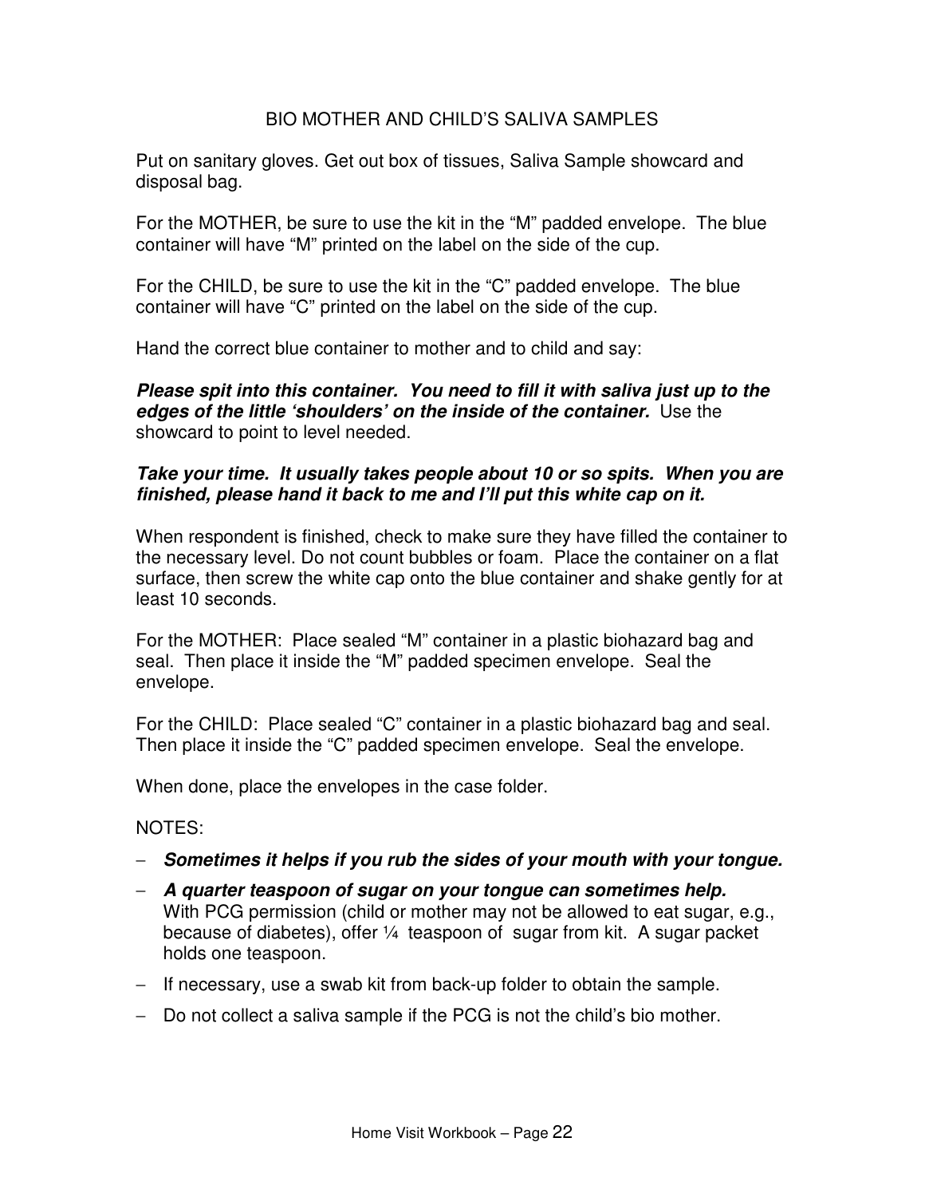# BIO MOTHER AND CHILD'S SALIVA SAMPLES

Put on sanitary gloves. Get out box of tissues, Saliva Sample showcard and disposal bag.

For the MOTHER, be sure to use the kit in the "M" padded envelope. The blue container will have "M" printed on the label on the side of the cup.

For the CHILD, be sure to use the kit in the "C" padded envelope. The blue container will have "C" printed on the label on the side of the cup.

Hand the correct blue container to mother and to child and say:

***Please spit into this container. You need to fill it with saliva just up to the edges of the little 'shoulders' on the inside of the container.*** Use the showcard to point to level needed.

***Take your time. It usually takes people about 10 or so spits. When you are finished, please hand it back to me and I'll put this white cap on it.***

When respondent is finished, check to make sure they have filled the container to the necessary level. Do not count bubbles or foam. Place the container on a flat surface, then screw the white cap onto the blue container and shake gently for at least 10 seconds.

For the MOTHER: Place sealed "M" container in a plastic biohazard bag and seal. Then place it inside the "M" padded specimen envelope. Seal the envelope.

For the CHILD: Place sealed "C" container in a plastic biohazard bag and seal. Then place it inside the "C" padded specimen envelope. Seal the envelope.

When done, place the envelopes in the case folder.

NOTES:

- ***Sometimes it helps if you rub the sides of your mouth with your tongue.***
- ***A quarter teaspoon of sugar on your tongue can sometimes help.*** With PCG permission (child or mother may not be allowed to eat sugar, e.g., because of diabetes), offer ¼ teaspoon of sugar from kit. A sugar packet holds one teaspoon.
- If necessary, use a swab kit from back-up folder to obtain the sample.
- Do not collect a saliva sample if the PCG is not the child's bio mother.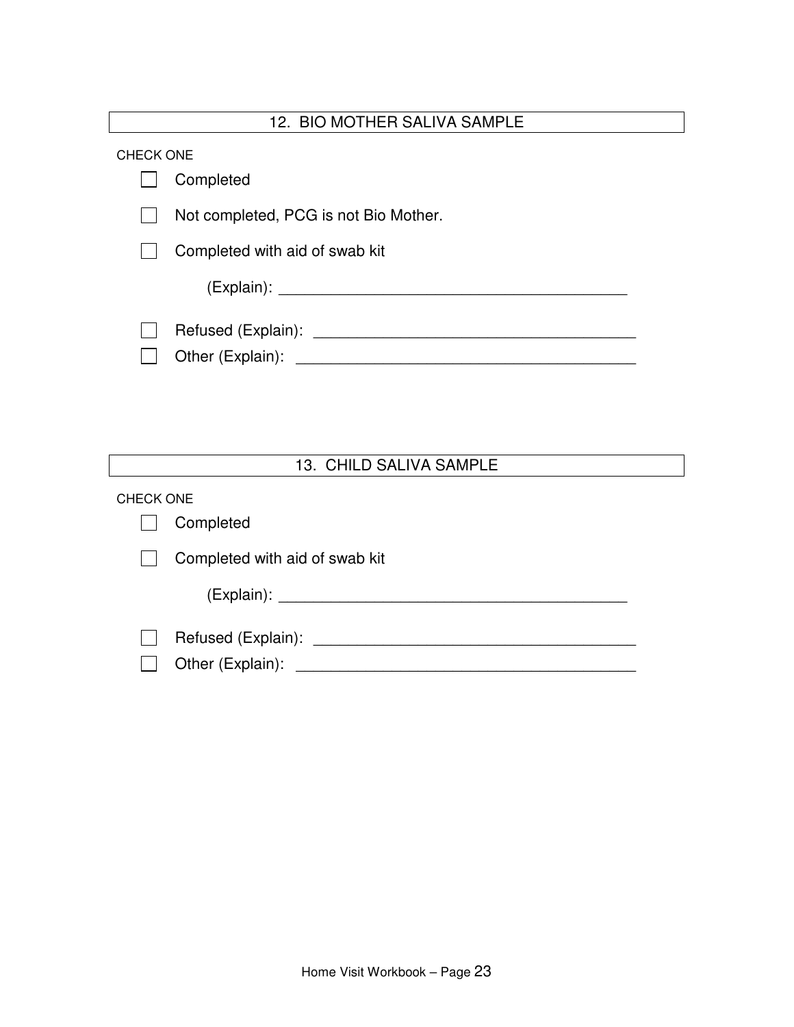## 12. BIO MOTHER SALIVA SAMPLE

CHECK ONE

- ☐ Completed
- ☐ Not completed, PCG is not Bio Mother.
- ☐ Completed with aid of swab kit

  (Explain): ________________________________________

- ☐ Refused (Explain): ______________________________________
- ☐ Other (Explain): ________________________________________

## 13. CHILD SALIVA SAMPLE

CHECK ONE

- ☐ Completed
- ☐ Completed with aid of swab kit

  (Explain): ________________________________________

- ☐ Refused (Explain): ______________________________________
- ☐ Other (Explain): ________________________________________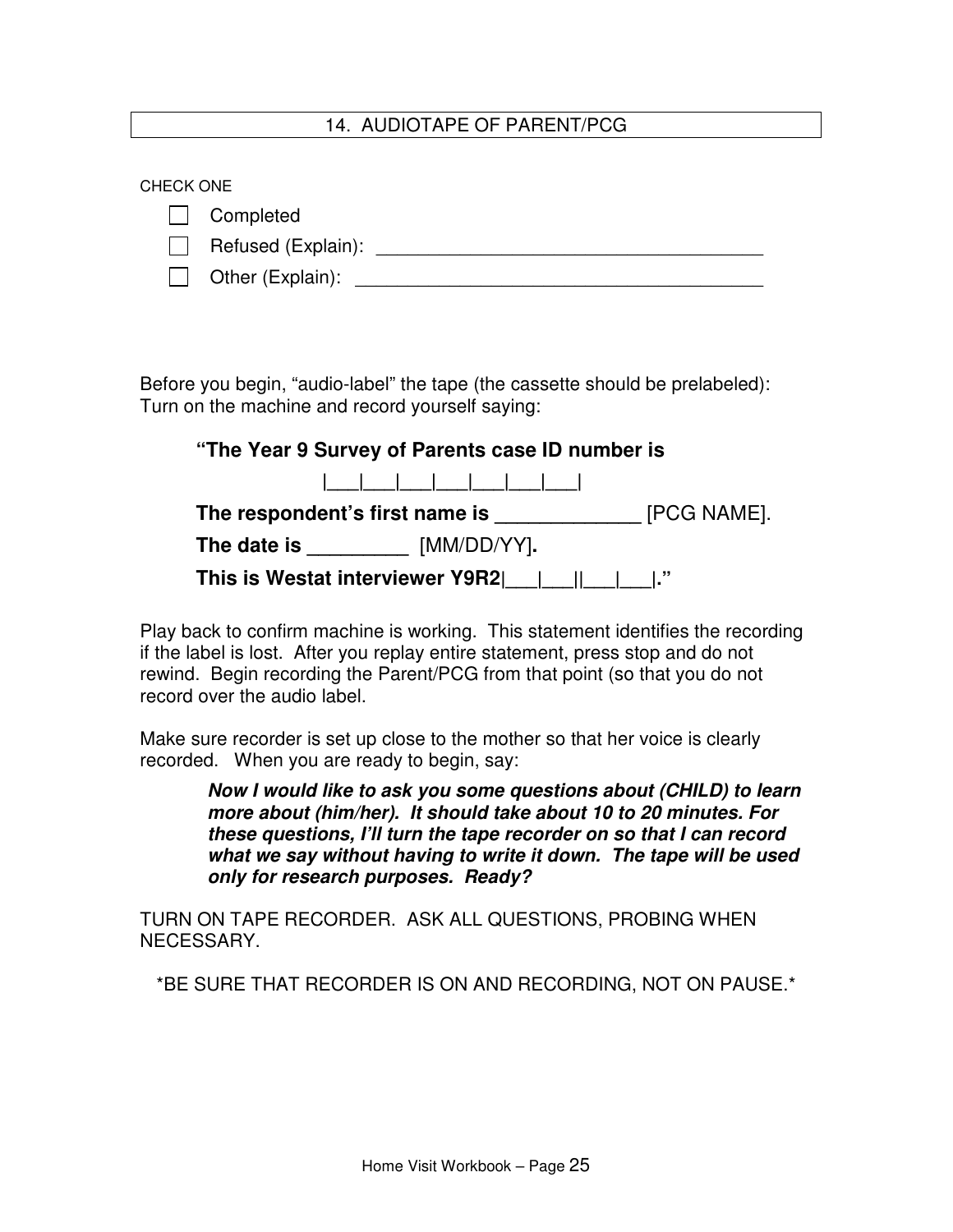## 14. AUDIOTAPE OF PARENT/PCG

CHECK ONE

- ☐ Completed
- ☐ Refused (Explain): ____________________________________
- ☐ Other (Explain): ______________________________________

Before you begin, "audio-label" the tape (the cassette should be prelabeled): Turn on the machine and record yourself saying:

> **"The Year 9 Survey of Parents case ID number is**
>
> |___|___|___|___|___|___|___|
>
> **The respondent's first name is _____________** [PCG NAME].
>
> **The date is _________** [MM/DD/YY]**.**
>
> **This is Westat interviewer Y9R2|___|___||___|___|."**

Play back to confirm machine is working. This statement identifies the recording if the label is lost. After you replay entire statement, press stop and do not rewind. Begin recording the Parent/PCG from that point (so that you do not record over the audio label.

Make sure recorder is set up close to the mother so that her voice is clearly recorded. When you are ready to begin, say:

> ***Now I would like to ask you some questions about (CHILD) to learn more about (him/her). It should take about 10 to 20 minutes. For these questions, I'll turn the tape recorder on so that I can record what we say without having to write it down. The tape will be used only for research purposes. Ready?***

TURN ON TAPE RECORDER. ASK ALL QUESTIONS, PROBING WHEN NECESSARY.

*BE SURE THAT RECORDER IS ON AND RECORDING, NOT ON PAUSE.*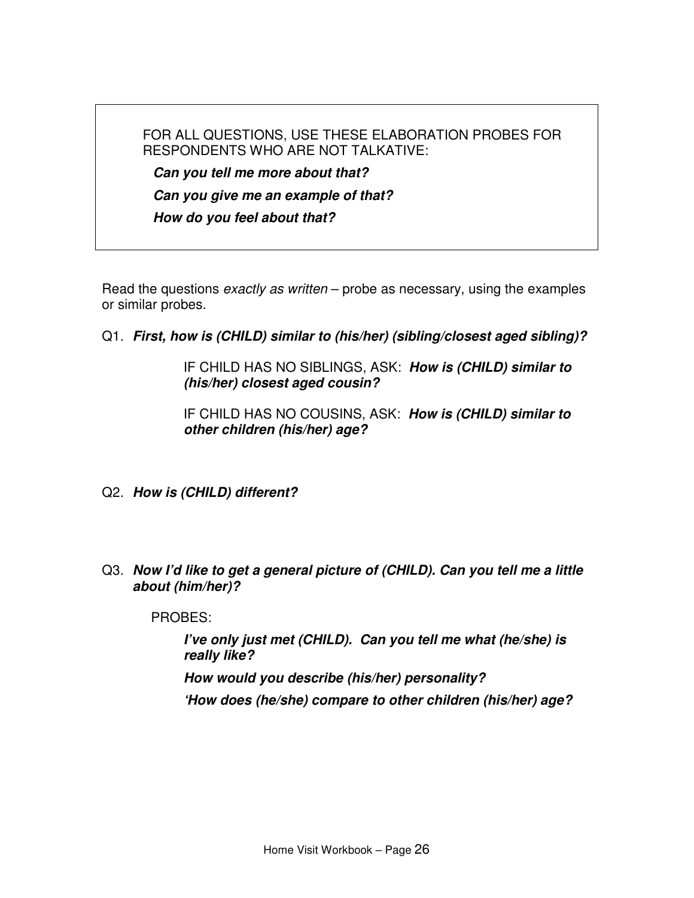> FOR ALL QUESTIONS, USE THESE ELABORATION PROBES FOR RESPONDENTS WHO ARE NOT TALKATIVE:
>
> ***Can you tell me more about that?***
>
> ***Can you give me an example of that?***
>
> ***How do you feel about that?***

Read the questions *exactly as written* – probe as necessary, using the examples or similar probes.

Q1. ***First, how is (CHILD) similar to (his/her) (sibling/closest aged sibling)?***

IF CHILD HAS NO SIBLINGS, ASK: ***How is (CHILD) similar to (his/her) closest aged cousin?***

IF CHILD HAS NO COUSINS, ASK: ***How is (CHILD) similar to other children (his/her) age?***

Q2. ***How is (CHILD) different?***

Q3. ***Now I'd like to get a general picture of (CHILD). Can you tell me a little about (him/her)?***

PROBES:

***I've only just met (CHILD). Can you tell me what (he/she) is really like?***

***How would you describe (his/her) personality?***

***'How does (he/she) compare to other children (his/her) age?***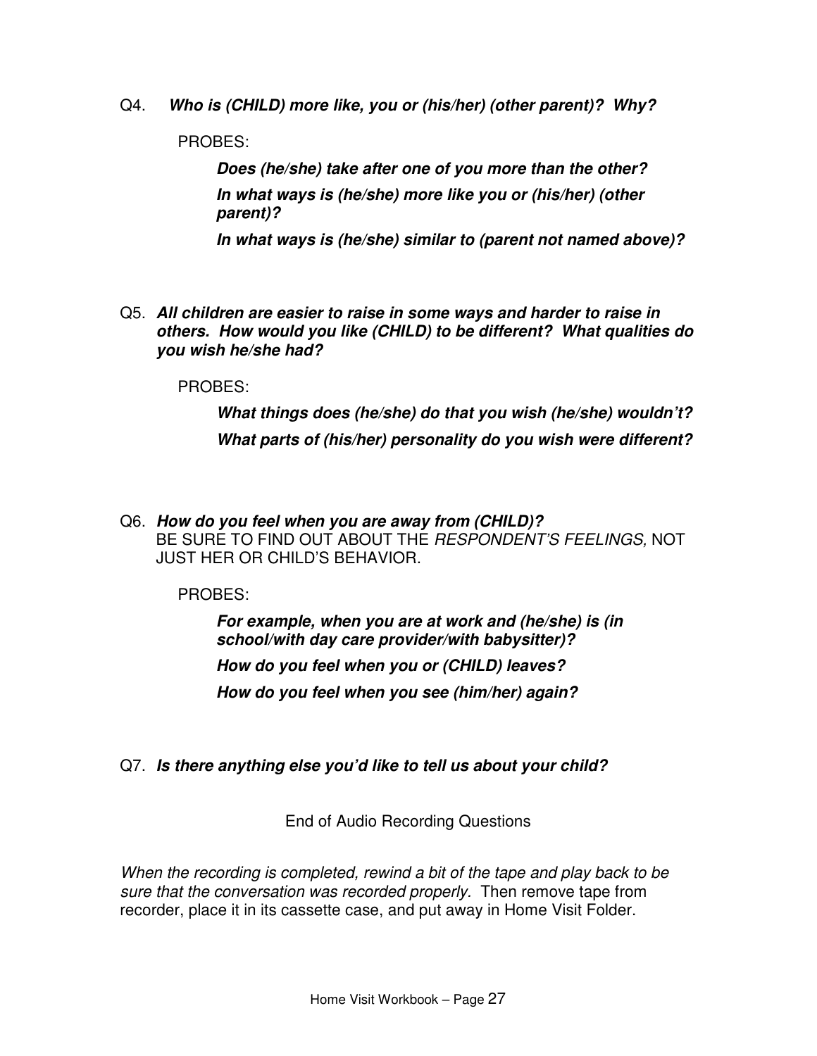Q4. ***Who is (CHILD) more like, you or (his/her) (other parent)? Why?***

PROBES:

> ***Does (he/she) take after one of you more than the other?***
>
> ***In what ways is (he/she) more like you or (his/her) (other parent)?***
>
> ***In what ways is (he/she) similar to (parent not named above)?***

Q5. ***All children are easier to raise in some ways and harder to raise in others. How would you like (CHILD) to be different? What qualities do you wish he/she had?***

PROBES:

> ***What things does (he/she) do that you wish (he/she) wouldn't?***
>
> ***What parts of (his/her) personality do you wish were different?***

Q6. ***How do you feel when you are away from (CHILD)?***
BE SURE TO FIND OUT ABOUT THE *RESPONDENT'S FEELINGS,* NOT JUST HER OR CHILD'S BEHAVIOR.

PROBES:

> ***For example, when you are at work and (he/she) is (in school/with day care provider/with babysitter)?***
>
> ***How do you feel when you or (CHILD) leaves?***
>
> ***How do you feel when you see (him/her) again?***

Q7. ***Is there anything else you'd like to tell us about your child?***

End of Audio Recording Questions

*When the recording is completed, rewind a bit of the tape and play back to be sure that the conversation was recorded properly.* Then remove tape from recorder, place it in its cassette case, and put away in Home Visit Folder.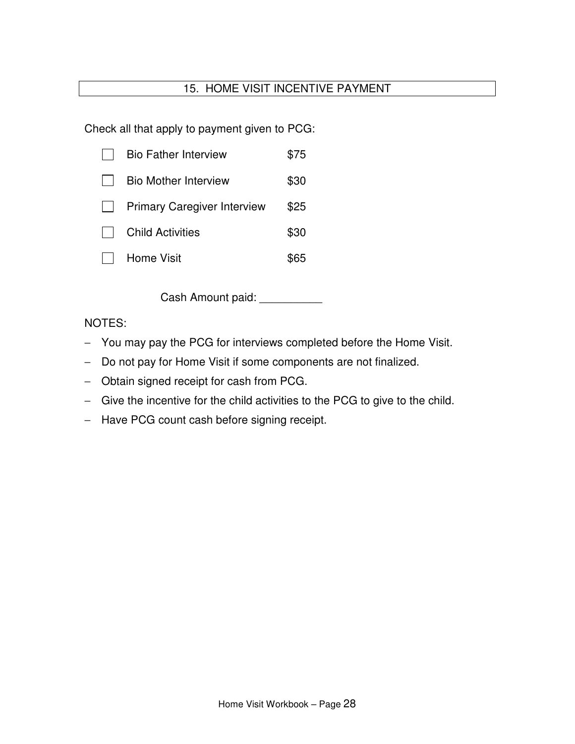## 15. HOME VISIT INCENTIVE PAYMENT

Check all that apply to payment given to PCG:

- ☐ Bio Father Interview $75
- ☐ Bio Mother Interview $30
- ☐ Primary Caregiver Interview $25
- ☐ Child Activities $30
- ☐ Home Visit $65

Cash Amount paid: __________

NOTES:

- You may pay the PCG for interviews completed before the Home Visit.
- Do not pay for Home Visit if some components are not finalized.
- Obtain signed receipt for cash from PCG.
- Give the incentive for the child activities to the PCG to give to the child.
- Have PCG count cash before signing receipt.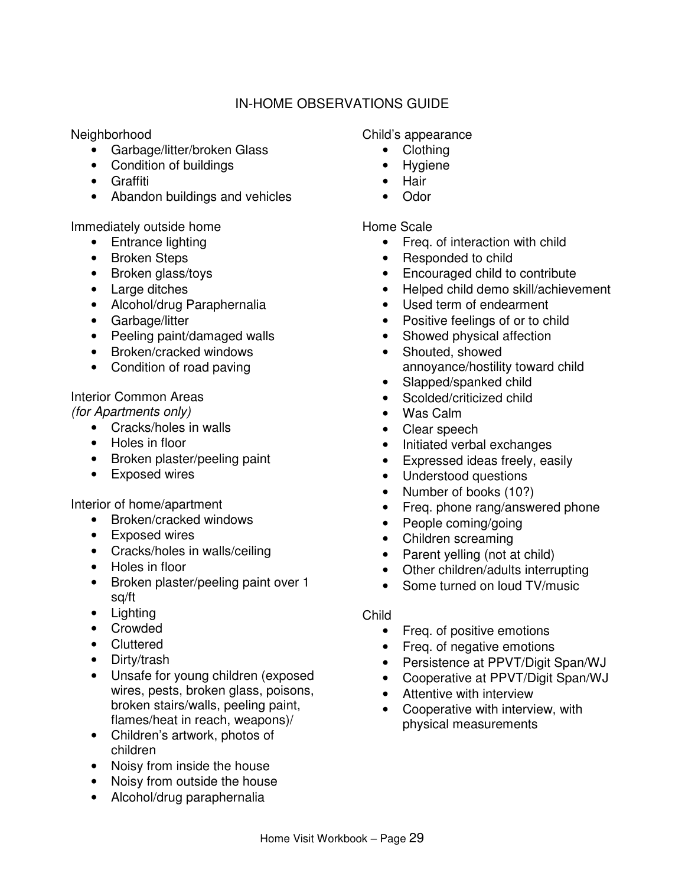# IN-HOME OBSERVATIONS GUIDE

Neighborhood

- Garbage/litter/broken Glass
- Condition of buildings
- Graffiti
- Abandon buildings and vehicles

Immediately outside home

- Entrance lighting
- Broken Steps
- Broken glass/toys
- Large ditches
- Alcohol/drug Paraphernalia
- Garbage/litter
- Peeling paint/damaged walls
- Broken/cracked windows
- Condition of road paving

Interior Common Areas
*(for Apartments only)*

- Cracks/holes in walls
- Holes in floor
- Broken plaster/peeling paint
- Exposed wires

Interior of home/apartment

- Broken/cracked windows
- Exposed wires
- Cracks/holes in walls/ceiling
- Holes in floor
- Broken plaster/peeling paint over 1 sq/ft
- Lighting
- Crowded
- Cluttered
- Dirty/trash
- Unsafe for young children (exposed wires, pests, broken glass, poisons, broken stairs/walls, peeling paint, flames/heat in reach, weapons)/
- Children's artwork, photos of children
- Noisy from inside the house
- Noisy from outside the house
- Alcohol/drug paraphernalia

Child's appearance

- Clothing
- Hygiene
- Hair
- Odor

Home Scale

- Freq. of interaction with child
- Responded to child
- Encouraged child to contribute
- Helped child demo skill/achievement
- Used term of endearment
- Positive feelings of or to child
- Showed physical affection
- Shouted, showed annoyance/hostility toward child
- Slapped/spanked child
- Scolded/criticized child
- Was Calm
- Clear speech
- Initiated verbal exchanges
- Expressed ideas freely, easily
- Understood questions
- Number of books (10?)
- Freq. phone rang/answered phone
- People coming/going
- Children screaming
- Parent yelling (not at child)
- Other children/adults interrupting
- Some turned on loud TV/music

Child

- Freq. of positive emotions
- Freq. of negative emotions
- Persistence at PPVT/Digit Span/WJ
- Cooperative at PPVT/Digit Span/WJ
- Attentive with interview
- Cooperative with interview, with physical measurements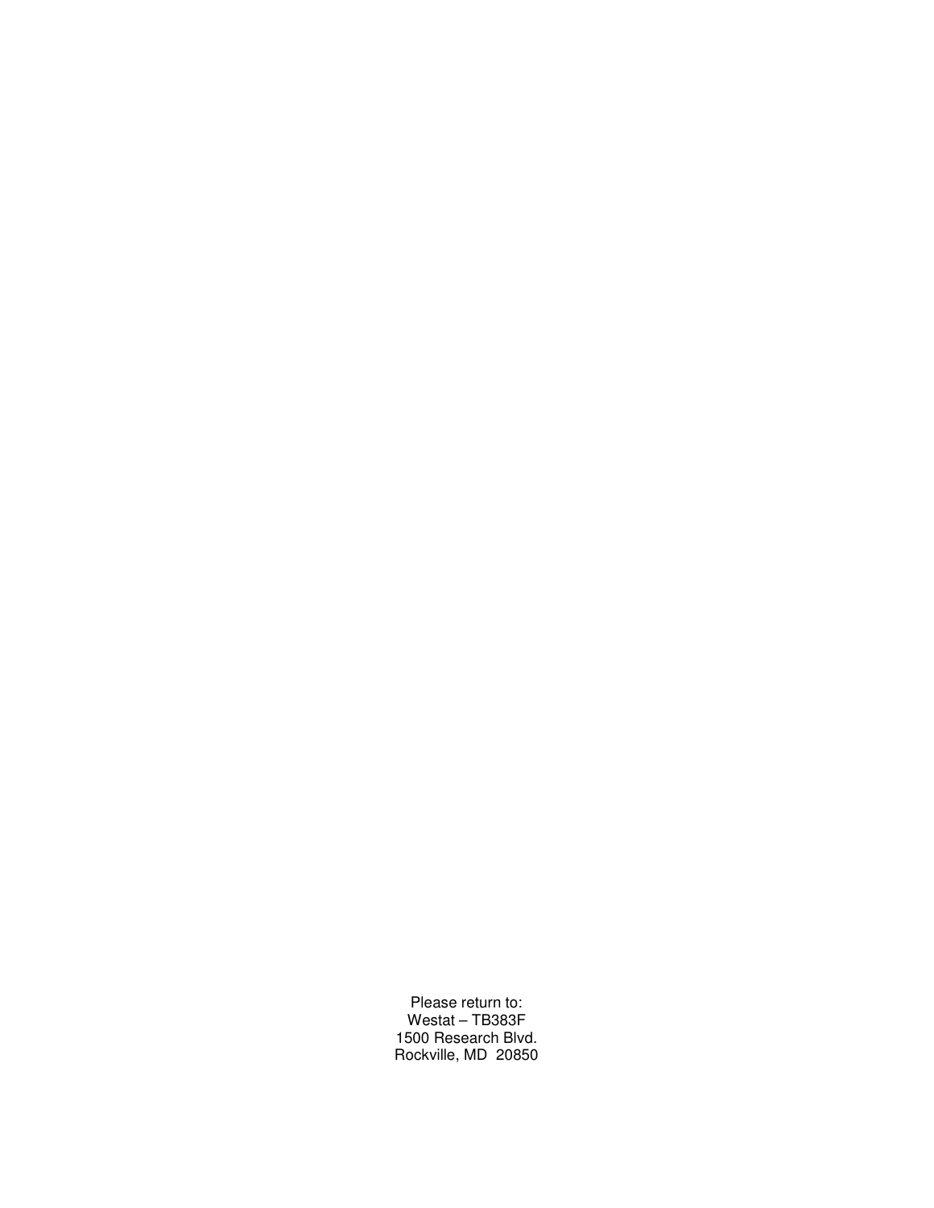Please return to:
Westat – TB383F
1500 Research Blvd.
Rockville, MD 20850